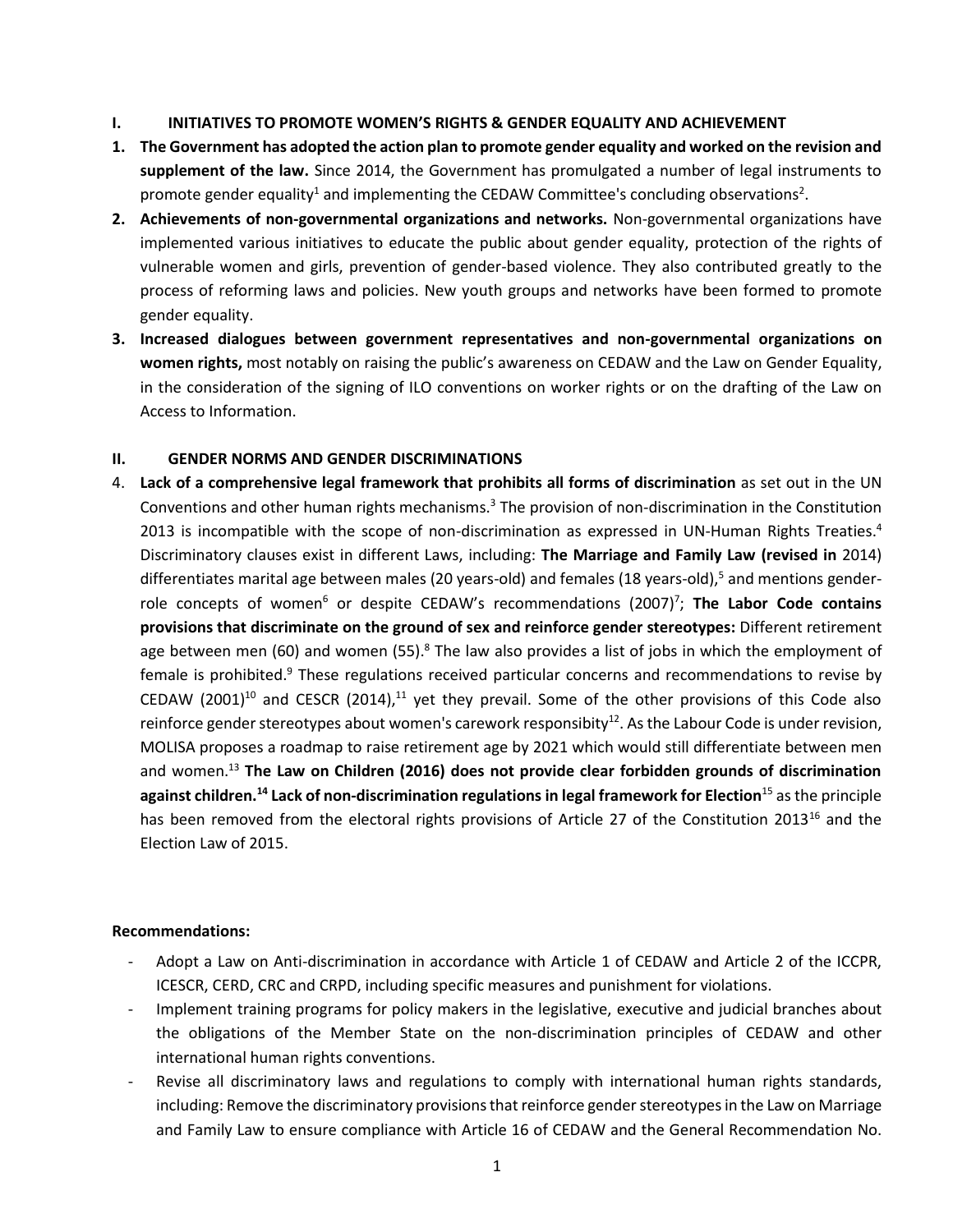## I. INITIATIVES TO PROMOTE WOMEN'S RIGHTS & GENDER EQUALITY AND ACHIEVEMENT

1. **The Government has adopted the action plan to promote gender equality and worked on the revision and supplement of the law.** Since 2014, the Government has promulgated a number of legal instruments to promote gender equality[1] and implementing the CEDAW Committee's concluding observations[2].
2. **Achievements of non-governmental organizations and networks.** Non-governmental organizations have implemented various initiatives to educate the public about gender equality, protection of the rights of vulnerable women and girls, prevention of gender-based violence. They also contributed greatly to the process of reforming laws and policies. New youth groups and networks have been formed to promote gender equality.
3. **Increased dialogues between government representatives and non-governmental organizations on women rights,** most notably on raising the public's awareness on CEDAW and the Law on Gender Equality, in the consideration of the signing of ILO conventions on worker rights or on the drafting of the Law on Access to Information.

## II. GENDER NORMS AND GENDER DISCRIMINATIONS

4. **Lack of a comprehensive legal framework that prohibits all forms of discrimination** as set out in the UN Conventions and other human rights mechanisms.[3] The provision of non-discrimination in the Constitution 2013 is incompatible with the scope of non-discrimination as expressed in UN-Human Rights Treaties.[4] Discriminatory clauses exist in different Laws, including: **The Marriage and Family Law (revised in** 2014) differentiates marital age between males (20 years-old) and females (18 years-old),[5] and mentions gender-role concepts of women[6] or despite CEDAW's recommendations (2007)[7]; **The Labor Code contains provisions that discriminate on the ground of sex and reinforce gender stereotypes:** Different retirement age between men (60) and women (55).[8] The law also provides a list of jobs in which the employment of female is prohibited.[9] These regulations received particular concerns and recommendations to revise by CEDAW (2001)[10] and CESCR (2014),[11] yet they prevail. Some of the other provisions of this Code also reinforce gender stereotypes about women's carework responsibity[12]. As the Labour Code is under revision, MOLISA proposes a roadmap to raise retirement age by 2021 which would still differentiate between men and women.[13] **The Law on Children (2016) does not provide clear forbidden grounds of discrimination against children.[14] Lack of non-discrimination regulations in legal framework for Election**[15] as the principle has been removed from the electoral rights provisions of Article 27 of the Constitution 2013[16] and the Election Law of 2015.

**Recommendations:**

- Adopt a Law on Anti-discrimination in accordance with Article 1 of CEDAW and Article 2 of the ICCPR, ICESCR, CERD, CRC and CRPD, including specific measures and punishment for violations.
- Implement training programs for policy makers in the legislative, executive and judicial branches about the obligations of the Member State on the non-discrimination principles of CEDAW and other international human rights conventions.
- Revise all discriminatory laws and regulations to comply with international human rights standards, including: Remove the discriminatory provisions that reinforce gender stereotypes in the Law on Marriage and Family Law to ensure compliance with Article 16 of CEDAW and the General Recommendation No.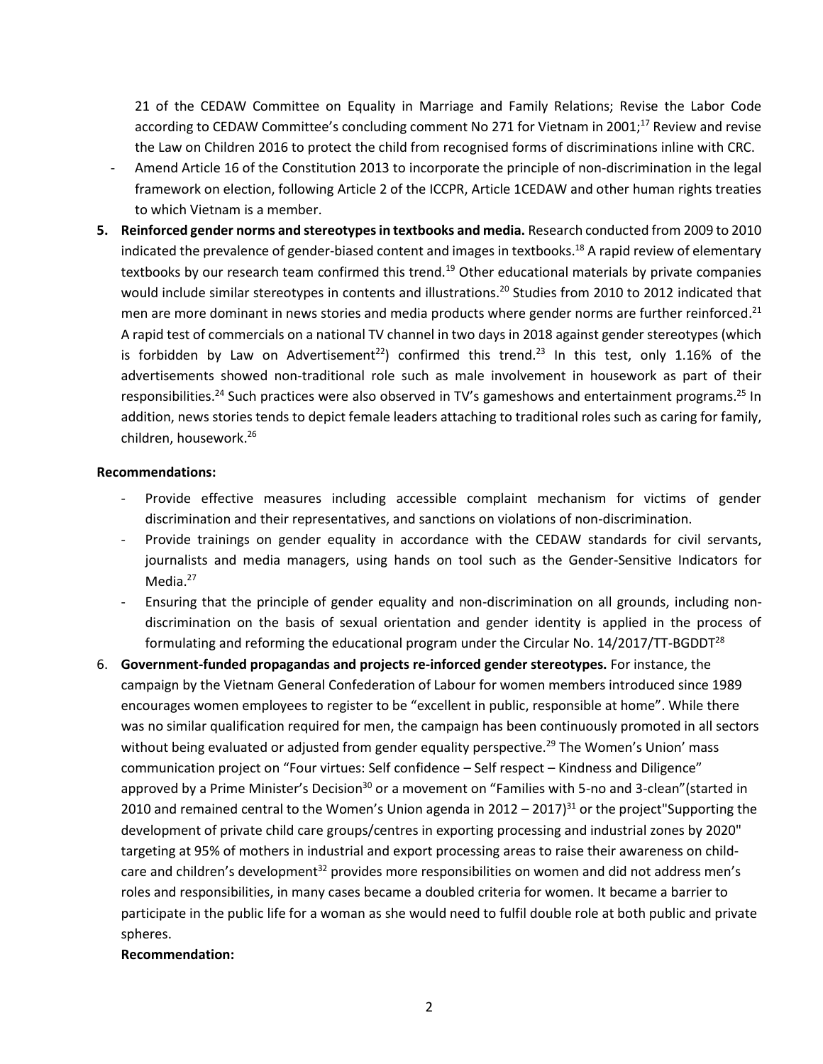21 of the CEDAW Committee on Equality in Marriage and Family Relations; Revise the Labor Code according to CEDAW Committee's concluding comment No 271 for Vietnam in 2001;[17] Review and revise the Law on Children 2016 to protect the child from recognised forms of discriminations inline with CRC.

- Amend Article 16 of the Constitution 2013 to incorporate the principle of non-discrimination in the legal framework on election, following Article 2 of the ICCPR, Article 1CEDAW and other human rights treaties to which Vietnam is a member.

5. **Reinforced gender norms and stereotypes in textbooks and media.** Research conducted from 2009 to 2010 indicated the prevalence of gender-biased content and images in textbooks.[18] A rapid review of elementary textbooks by our research team confirmed this trend.[19] Other educational materials by private companies would include similar stereotypes in contents and illustrations.[20] Studies from 2010 to 2012 indicated that men are more dominant in news stories and media products where gender norms are further reinforced.[21] A rapid test of commercials on a national TV channel in two days in 2018 against gender stereotypes (which is forbidden by Law on Advertisement[22]) confirmed this trend.[23] In this test, only 1.16% of the advertisements showed non-traditional role such as male involvement in housework as part of their responsibilities.[24] Such practices were also observed in TV's gameshows and entertainment programs.[25] In addition, news stories tends to depict female leaders attaching to traditional roles such as caring for family, children, housework.[26]

**Recommendations:**

- Provide effective measures including accessible complaint mechanism for victims of gender discrimination and their representatives, and sanctions on violations of non-discrimination.
- Provide trainings on gender equality in accordance with the CEDAW standards for civil servants, journalists and media managers, using hands on tool such as the Gender-Sensitive Indicators for Media.[27]
- Ensuring that the principle of gender equality and non-discrimination on all grounds, including non-discrimination on the basis of sexual orientation and gender identity is applied in the process of formulating and reforming the educational program under the Circular No. 14/2017/TT-BGDDT[28]

6. **Government-funded propagandas and projects re-inforced gender stereotypes.** For instance, the campaign by the Vietnam General Confederation of Labour for women members introduced since 1989 encourages women employees to register to be "excellent in public, responsible at home". While there was no similar qualification required for men, the campaign has been continuously promoted in all sectors without being evaluated or adjusted from gender equality perspective.[29] The Women's Union' mass communication project on "Four virtues: Self confidence – Self respect – Kindness and Diligence" approved by a Prime Minister's Decision[30] or a movement on "Families with 5-no and 3-clean"(started in 2010 and remained central to the Women's Union agenda in 2012 – 2017)[31] or the project"Supporting the development of private child care groups/centres in exporting processing and industrial zones by 2020" targeting at 95% of mothers in industrial and export processing areas to raise their awareness on child-care and children's development[32] provides more responsibilities on women and did not address men's roles and responsibilities, in many cases became a doubled criteria for women. It became a barrier to participate in the public life for a woman as she would need to fulfil double role at both public and private spheres.

**Recommendation:**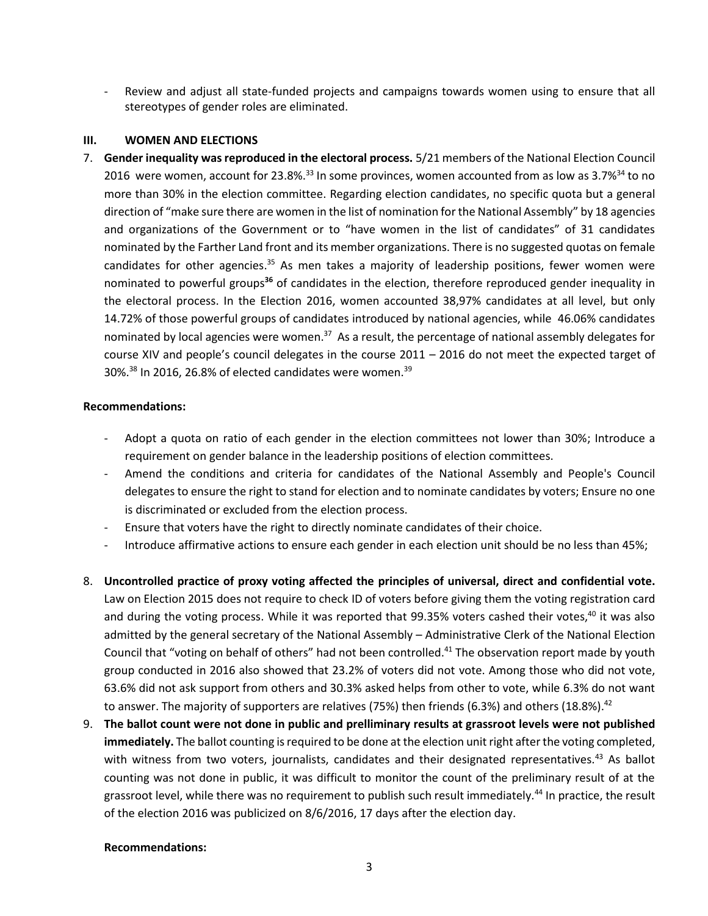- Review and adjust all state-funded projects and campaigns towards women using to ensure that all stereotypes of gender roles are eliminated.

## III. WOMEN AND ELECTIONS

7. **Gender inequality was reproduced in the electoral process.** 5/21 members of the National Election Council 2016 were women, account for 23.8%.[33] In some provinces, women accounted from as low as 3.7%[34] to no more than 30% in the election committee. Regarding election candidates, no specific quota but a general direction of "make sure there are women in the list of nomination for the National Assembly" by 18 agencies and organizations of the Government or to "have women in the list of candidates" of 31 candidates nominated by the Farther Land front and its member organizations. There is no suggested quotas on female candidates for other agencies.[35] As men takes a majority of leadership positions, fewer women were nominated to powerful groups**[36]** of candidates in the election, therefore reproduced gender inequality in the electoral process. In the Election 2016, women accounted 38,97% candidates at all level, but only 14.72% of those powerful groups of candidates introduced by national agencies, while 46.06% candidates nominated by local agencies were women.[37] As a result, the percentage of national assembly delegates for course XIV and people's council delegates in the course 2011 – 2016 do not meet the expected target of 30%.[38] In 2016, 26.8% of elected candidates were women.[39]

**Recommendations:**

- Adopt a quota on ratio of each gender in the election committees not lower than 30%; Introduce a requirement on gender balance in the leadership positions of election committees.
- Amend the conditions and criteria for candidates of the National Assembly and People's Council delegates to ensure the right to stand for election and to nominate candidates by voters; Ensure no one is discriminated or excluded from the election process.
- Ensure that voters have the right to directly nominate candidates of their choice.
- Introduce affirmative actions to ensure each gender in each election unit should be no less than 45%;

8. **Uncontrolled practice of proxy voting affected the principles of universal, direct and confidential vote.** Law on Election 2015 does not require to check ID of voters before giving them the voting registration card and during the voting process. While it was reported that 99.35% voters cashed their votes,[40] it was also admitted by the general secretary of the National Assembly – Administrative Clerk of the National Election Council that "voting on behalf of others" had not been controlled.[41] The observation report made by youth group conducted in 2016 also showed that 23.2% of voters did not vote. Among those who did not vote, 63.6% did not ask support from others and 30.3% asked helps from other to vote, while 6.3% do not want to answer. The majority of supporters are relatives (75%) then friends (6.3%) and others (18.8%).[42]

9. **The ballot count were not done in public and prelliminary results at grassroot levels were not published immediately.** The ballot counting is required to be done at the election unit right after the voting completed, with witness from two voters, journalists, candidates and their designated representatives.[43] As ballot counting was not done in public, it was difficult to monitor the count of the preliminary result of at the grassroot level, while there was no requirement to publish such result immediately.[44] In practice, the result of the election 2016 was publicized on 8/6/2016, 17 days after the election day.

**Recommendations:**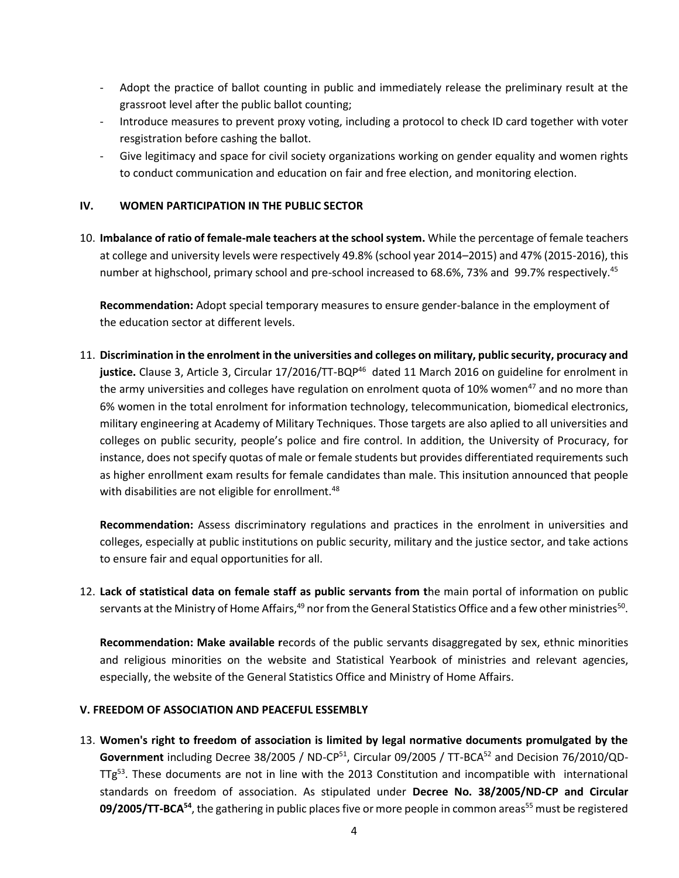- Adopt the practice of ballot counting in public and immediately release the preliminary result at the grassroot level after the public ballot counting;
- Introduce measures to prevent proxy voting, including a protocol to check ID card together with voter resgistration before cashing the ballot.
- Give legitimacy and space for civil society organizations working on gender equality and women rights to conduct communication and education on fair and free election, and monitoring election.

## IV. WOMEN PARTICIPATION IN THE PUBLIC SECTOR

10. **Imbalance of ratio of female-male teachers at the school system.** While the percentage of female teachers at college and university levels were respectively 49.8% (school year 2014–2015) and 47% (2015-2016), this number at highschool, primary school and pre-school increased to 68.6%, 73% and 99.7% respectively.[45]

    **Recommendation:** Adopt special temporary measures to ensure gender-balance in the employment of the education sector at different levels.

11. **Discrimination in the enrolment in the universities and colleges on military, public security, procuracy and justice.** Clause 3, Article 3, Circular 17/2016/TT-BQP[46] dated 11 March 2016 on guideline for enrolment in the army universities and colleges have regulation on enrolment quota of 10% women[47] and no more than 6% women in the total enrolment for information technology, telecommunication, biomedical electronics, military engineering at Academy of Military Techniques. Those targets are also aplied to all universities and colleges on public security, people's police and fire control. In addition, the University of Procuracy, for instance, does not specify quotas of male or female students but provides differentiated requirements such as higher enrollment exam results for female candidates than male. This insitution announced that people with disabilities are not eligible for enrollment.[48]

    **Recommendation:** Assess discriminatory regulations and practices in the enrolment in universities and colleges, especially at public institutions on public security, military and the justice sector, and take actions to ensure fair and equal opportunities for all.

12. **Lack of statistical data on female staff as public servants from t**he main portal of information on public servants at the Ministry of Home Affairs,[49] nor from the General Statistics Office and a few other ministries[50].

    **Recommendation: Make available r**ecords of the public servants disaggregated by sex, ethnic minorities and religious minorities on the website and Statistical Yearbook of ministries and relevant agencies, especially, the website of the General Statistics Office and Ministry of Home Affairs.

## V. FREEDOM OF ASSOCIATION AND PEACEFUL ESSEMBLY

13. **Women's right to freedom of association is limited by legal normative documents promulgated by the Government** including Decree 38/2005 / ND-CP[51], Circular 09/2005 / TT-BCA[52] and Decision 76/2010/QD-TTg[53]. These documents are not in line with the 2013 Constitution and incompatible with international standards on freedom of association. As stipulated under **Decree No. 38/2005/ND-CP and Circular 09/2005/TT-BCA[54]**, the gathering in public places five or more people in common areas[55] must be registered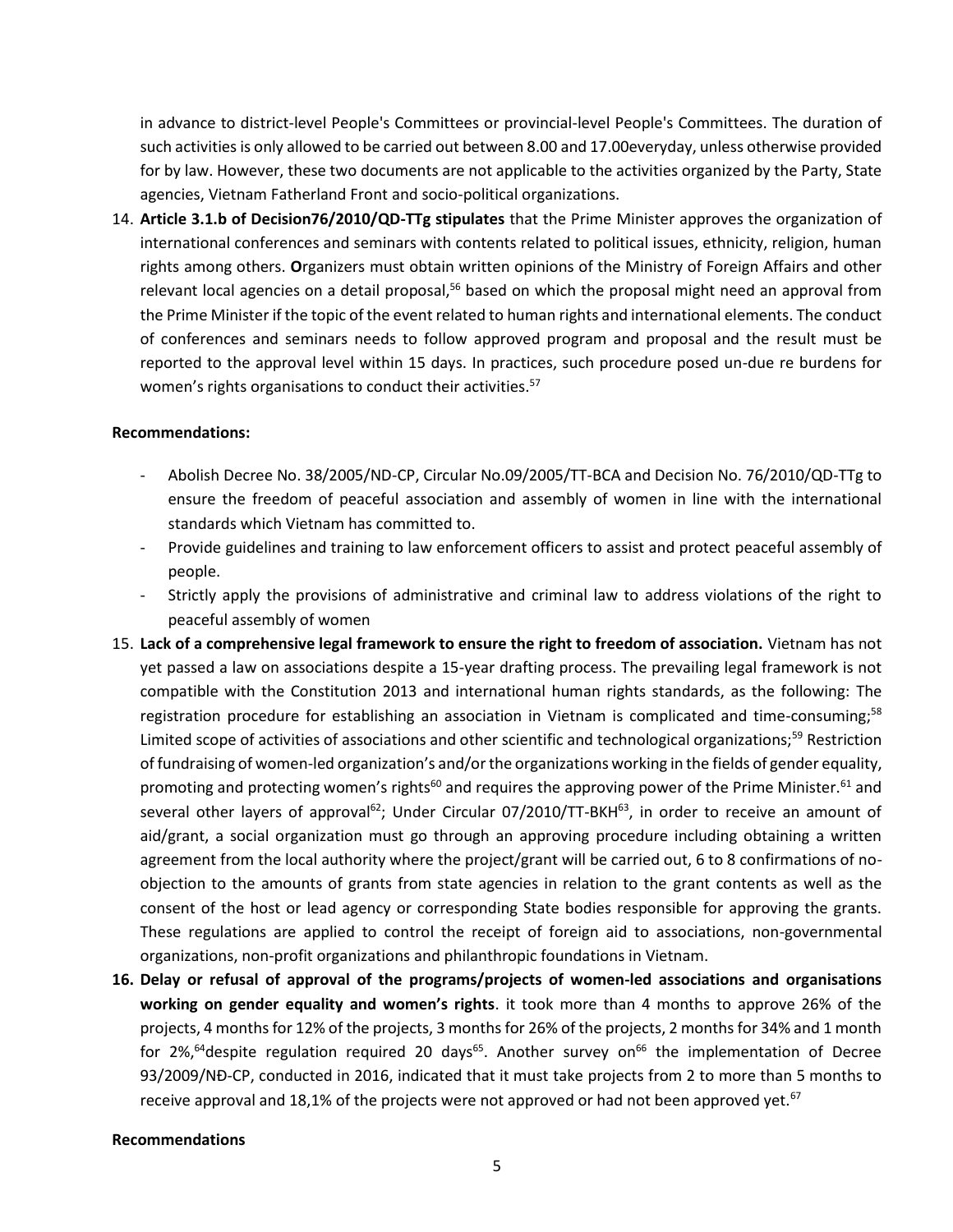in advance to district-level People's Committees or provincial-level People's Committees. The duration of such activities is only allowed to be carried out between 8.00 and 17.00everyday, unless otherwise provided for by law. However, these two documents are not applicable to the activities organized by the Party, State agencies, Vietnam Fatherland Front and socio-political organizations.

14. **Article 3.1.b of Decision76/2010/QD-TTg stipulates** that the Prime Minister approves the organization of international conferences and seminars with contents related to political issues, ethnicity, religion, human rights among others. **O**rganizers must obtain written opinions of the Ministry of Foreign Affairs and other relevant local agencies on a detail proposal,[56] based on which the proposal might need an approval from the Prime Minister if the topic of the event related to human rights and international elements. The conduct of conferences and seminars needs to follow approved program and proposal and the result must be reported to the approval level within 15 days. In practices, such procedure posed un-due re burdens for women's rights organisations to conduct their activities.[57]

**Recommendations:**

- Abolish Decree No. 38/2005/ND-CP, Circular No.09/2005/TT-BCA and Decision No. 76/2010/QD-TTg to ensure the freedom of peaceful association and assembly of women in line with the international standards which Vietnam has committed to.
- Provide guidelines and training to law enforcement officers to assist and protect peaceful assembly of people.
- Strictly apply the provisions of administrative and criminal law to address violations of the right to peaceful assembly of women

15. **Lack of a comprehensive legal framework to ensure the right to freedom of association.** Vietnam has not yet passed a law on associations despite a 15-year drafting process. The prevailing legal framework is not compatible with the Constitution 2013 and international human rights standards, as the following: The registration procedure for establishing an association in Vietnam is complicated and time-consuming;[58] Limited scope of activities of associations and other scientific and technological organizations;[59] Restriction of fundraising of women-led organization's and/or the organizations working in the fields of gender equality, promoting and protecting women's rights[60] and requires the approving power of the Prime Minister.[61] and several other layers of approval[62]; Under Circular 07/2010/TT-BKH[63], in order to receive an amount of aid/grant, a social organization must go through an approving procedure including obtaining a written agreement from the local authority where the project/grant will be carried out, 6 to 8 confirmations of no-objection to the amounts of grants from state agencies in relation to the grant contents as well as the consent of the host or lead agency or corresponding State bodies responsible for approving the grants. These regulations are applied to control the receipt of foreign aid to associations, non-governmental organizations, non-profit organizations and philanthropic foundations in Vietnam.

16. **Delay or refusal of approval of the programs/projects of women-led associations and organisations working on gender equality and women's rights**. it took more than 4 months to approve 26% of the projects, 4 months for 12% of the projects, 3 months for 26% of the projects, 2 months for 34% and 1 month for 2%,[64]despite regulation required 20 days[65]. Another survey on[66] the implementation of Decree 93/2009/NĐ-CP, conducted in 2016, indicated that it must take projects from 2 to more than 5 months to receive approval and 18,1% of the projects were not approved or had not been approved yet.[67]

**Recommendations**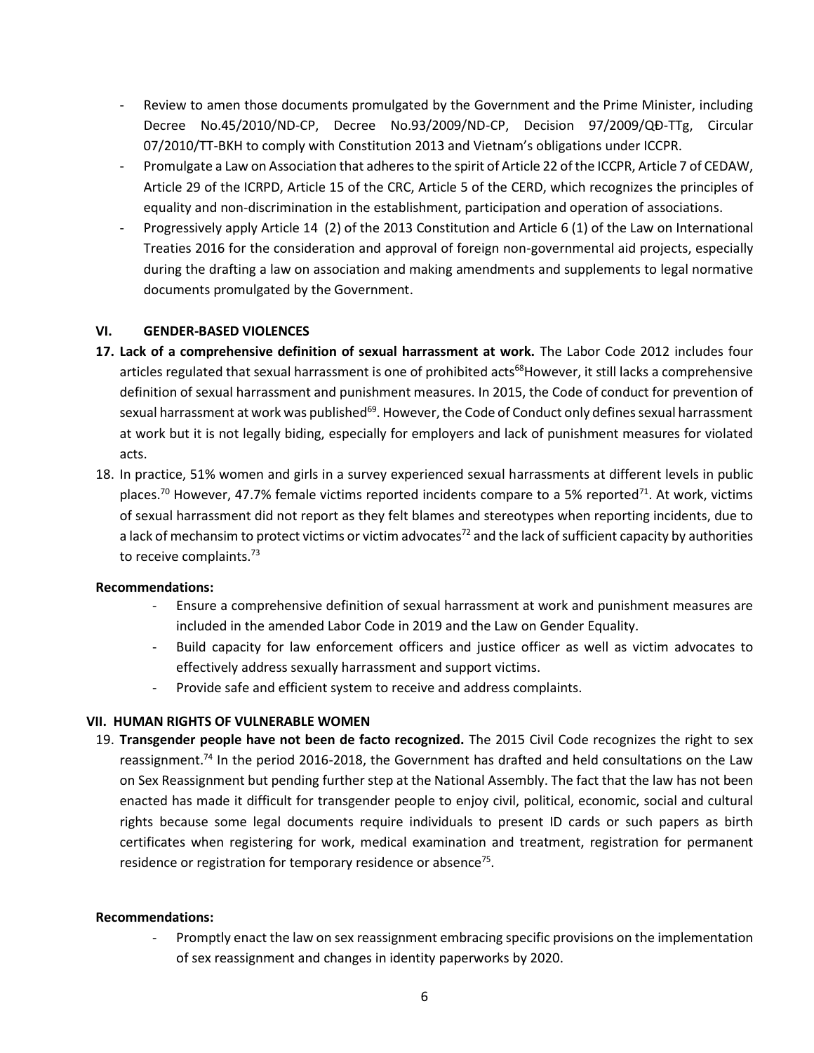- Review to amen those documents promulgated by the Government and the Prime Minister, including Decree No.45/2010/ND-CP, Decree No.93/2009/ND-CP, Decision 97/2009/QĐ-TTg, Circular 07/2010/TT-BKH to comply with Constitution 2013 and Vietnam's obligations under ICCPR.
- Promulgate a Law on Association that adheres to the spirit of Article 22 of the ICCPR, Article 7 of CEDAW, Article 29 of the ICRPD, Article 15 of the CRC, Article 5 of the CERD, which recognizes the principles of equality and non-discrimination in the establishment, participation and operation of associations.
- Progressively apply Article 14 (2) of the 2013 Constitution and Article 6 (1) of the Law on International Treaties 2016 for the consideration and approval of foreign non-governmental aid projects, especially during the drafting a law on association and making amendments and supplements to legal normative documents promulgated by the Government.

## VI. GENDER-BASED VIOLENCES

17. **Lack of a comprehensive definition of sexual harrassment at work.** The Labor Code 2012 includes four articles regulated that sexual harrassment is one of prohibited acts[68]However, it still lacks a comprehensive definition of sexual harrassment and punishment measures. In 2015, the Code of conduct for prevention of sexual harrassment at work was published[69]. However, the Code of Conduct only defines sexual harrassment at work but it is not legally biding, especially for employers and lack of punishment measures for violated acts.
18. In practice, 51% women and girls in a survey experienced sexual harrassments at different levels in public places.[70] However, 47.7% female victims reported incidents compare to a 5% reported[71]. At work, victims of sexual harrassment did not report as they felt blames and stereotypes when reporting incidents, due to a lack of mechansim to protect victims or victim advocates[72] and the lack of sufficient capacity by authorities to receive complaints.[73]

**Recommendations:**

- Ensure a comprehensive definition of sexual harrassment at work and punishment measures are included in the amended Labor Code in 2019 and the Law on Gender Equality.
- Build capacity for law enforcement officers and justice officer as well as victim advocates to effectively address sexually harrassment and support victims.
- Provide safe and efficient system to receive and address complaints.

## VII. HUMAN RIGHTS OF VULNERABLE WOMEN

19. **Transgender people have not been de facto recognized.** The 2015 Civil Code recognizes the right to sex reassignment.[74] In the period 2016-2018, the Government has drafted and held consultations on the Law on Sex Reassignment but pending further step at the National Assembly. The fact that the law has not been enacted has made it difficult for transgender people to enjoy civil, political, economic, social and cultural rights because some legal documents require individuals to present ID cards or such papers as birth certificates when registering for work, medical examination and treatment, registration for permanent residence or registration for temporary residence or absence[75].

**Recommendations:**

- Promptly enact the law on sex reassignment embracing specific provisions on the implementation of sex reassignment and changes in identity paperworks by 2020.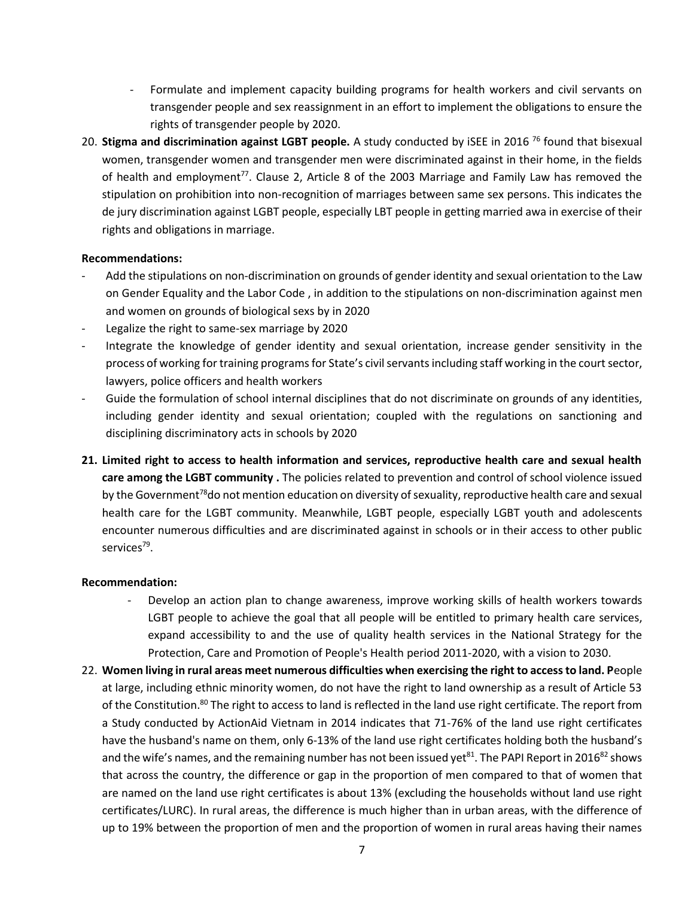- Formulate and implement capacity building programs for health workers and civil servants on transgender people and sex reassignment in an effort to implement the obligations to ensure the rights of transgender people by 2020.

20. **Stigma and discrimination against LGBT people.** A study conducted by iSEE in 2016 [76] found that bisexual women, transgender women and transgender men were discriminated against in their home, in the fields of health and employment[77]. Clause 2, Article 8 of the 2003 Marriage and Family Law has removed the stipulation on prohibition into non-recognition of marriages between same sex persons. This indicates the de jury discrimination against LGBT people, especially LBT people in getting married awa in exercise of their rights and obligations in marriage.

**Recommendations:**

- Add the stipulations on non-discrimination on grounds of gender identity and sexual orientation to the Law on Gender Equality and the Labor Code , in addition to the stipulations on non-discrimination against men and women on grounds of biological sexs by in 2020
- Legalize the right to same-sex marriage by 2020
- Integrate the knowledge of gender identity and sexual orientation, increase gender sensitivity in the process of working for training programs for State's civil servants including staff working in the court sector, lawyers, police officers and health workers
- Guide the formulation of school internal disciplines that do not discriminate on grounds of any identities, including gender identity and sexual orientation; coupled with the regulations on sanctioning and disciplining discriminatory acts in schools by 2020

21. **Limited right to access to health information and services, reproductive health care and sexual health care among the LGBT community .** The policies related to prevention and control of school violence issued by the Government[78]do not mention education on diversity of sexuality, reproductive health care and sexual health care for the LGBT community. Meanwhile, LGBT people, especially LGBT youth and adolescents encounter numerous difficulties and are discriminated against in schools or in their access to other public services[79].

**Recommendation:**

- Develop an action plan to change awareness, improve working skills of health workers towards LGBT people to achieve the goal that all people will be entitled to primary health care services, expand accessibility to and the use of quality health services in the National Strategy for the Protection, Care and Promotion of People's Health period 2011-2020, with a vision to 2030.

22. **Women living in rural areas meet numerous difficulties when exercising the right to access to land. P**eople at large, including ethnic minority women, do not have the right to land ownership as a result of Article 53 of the Constitution.[80] The right to access to land is reflected in the land use right certificate. The report from a Study conducted by ActionAid Vietnam in 2014 indicates that 71-76% of the land use right certificates have the husband's name on them, only 6-13% of the land use right certificates holding both the husband's and the wife's names, and the remaining number has not been issued yet[81]. The PAPI Report in 2016[82] shows that across the country, the difference or gap in the proportion of men compared to that of women that are named on the land use right certificates is about 13% (excluding the households without land use right certificates/LURC). In rural areas, the difference is much higher than in urban areas, with the difference of up to 19% between the proportion of men and the proportion of women in rural areas having their names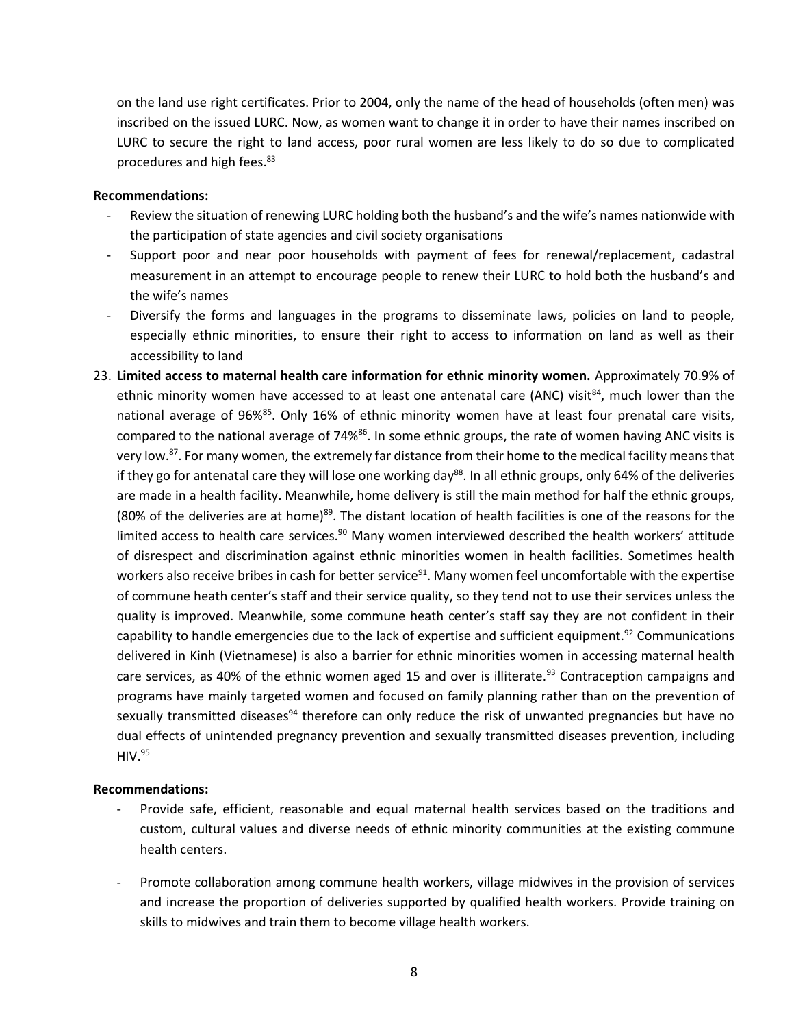on the land use right certificates. Prior to 2004, only the name of the head of households (often men) was inscribed on the issued LURC. Now, as women want to change it in order to have their names inscribed on LURC to secure the right to land access, poor rural women are less likely to do so due to complicated procedures and high fees.[83]

**Recommendations:**

- Review the situation of renewing LURC holding both the husband's and the wife's names nationwide with the participation of state agencies and civil society organisations
- Support poor and near poor households with payment of fees for renewal/replacement, cadastral measurement in an attempt to encourage people to renew their LURC to hold both the husband's and the wife's names
- Diversify the forms and languages in the programs to disseminate laws, policies on land to people, especially ethnic minorities, to ensure their right to access to information on land as well as their accessibility to land

23. **Limited access to maternal health care information for ethnic minority women.** Approximately 70.9% of ethnic minority women have accessed to at least one antenatal care (ANC) visit[84], much lower than the national average of 96%[85]. Only 16% of ethnic minority women have at least four prenatal care visits, compared to the national average of 74%[86]. In some ethnic groups, the rate of women having ANC visits is very low.[87]. For many women, the extremely far distance from their home to the medical facility means that if they go for antenatal care they will lose one working day[88]. In all ethnic groups, only 64% of the deliveries are made in a health facility. Meanwhile, home delivery is still the main method for half the ethnic groups, (80% of the deliveries are at home)[89]. The distant location of health facilities is one of the reasons for the limited access to health care services.[90] Many women interviewed described the health workers' attitude of disrespect and discrimination against ethnic minorities women in health facilities. Sometimes health workers also receive bribes in cash for better service[91]. Many women feel uncomfortable with the expertise of commune heath center's staff and their service quality, so they tend not to use their services unless the quality is improved. Meanwhile, some commune heath center's staff say they are not confident in their capability to handle emergencies due to the lack of expertise and sufficient equipment.[92] Communications delivered in Kinh (Vietnamese) is also a barrier for ethnic minorities women in accessing maternal health care services, as 40% of the ethnic women aged 15 and over is illiterate.[93] Contraception campaigns and programs have mainly targeted women and focused on family planning rather than on the prevention of sexually transmitted diseases[94] therefore can only reduce the risk of unwanted pregnancies but have no dual effects of unintended pregnancy prevention and sexually transmitted diseases prevention, including HIV.[95]

**Recommendations:**

- Provide safe, efficient, reasonable and equal maternal health services based on the traditions and custom, cultural values and diverse needs of ethnic minority communities at the existing commune health centers.
- Promote collaboration among commune health workers, village midwives in the provision of services and increase the proportion of deliveries supported by qualified health workers. Provide training on skills to midwives and train them to become village health workers.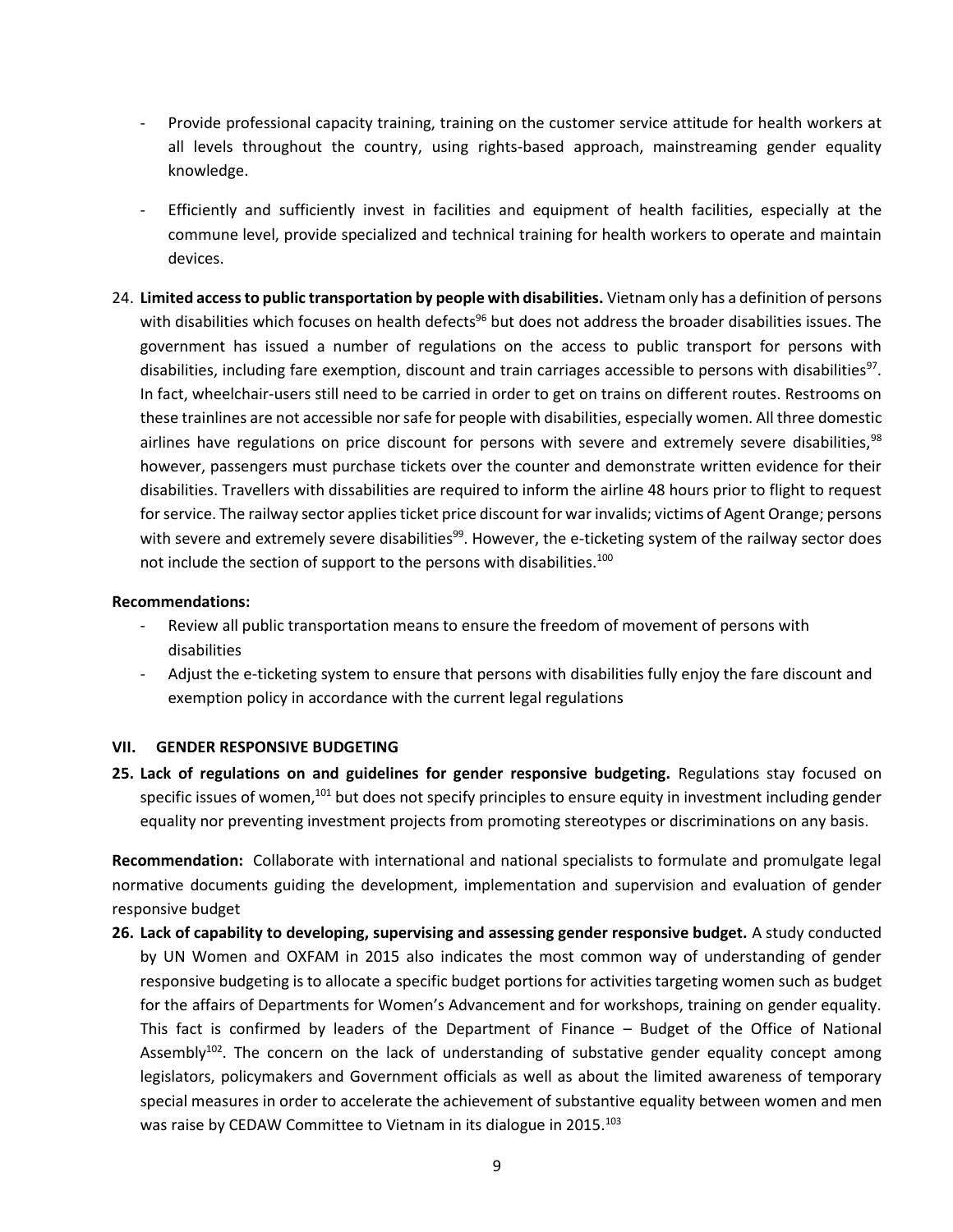- Provide professional capacity training, training on the customer service attitude for health workers at all levels throughout the country, using rights-based approach, mainstreaming gender equality knowledge.

- Efficiently and sufficiently invest in facilities and equipment of health facilities, especially at the commune level, provide specialized and technical training for health workers to operate and maintain devices.

24. **Limited access to public transportation by people with disabilities.** Vietnam only has a definition of persons with disabilities which focuses on health defects[96] but does not address the broader disabilities issues. The government has issued a number of regulations on the access to public transport for persons with disabilities, including fare exemption, discount and train carriages accessible to persons with disabilities[97]. In fact, wheelchair-users still need to be carried in order to get on trains on different routes. Restrooms on these trainlines are not accessible nor safe for people with disabilities, especially women. All three domestic airlines have regulations on price discount for persons with severe and extremely severe disabilities,[98] however, passengers must purchase tickets over the counter and demonstrate written evidence for their disabilities. Travellers with dissabilities are required to inform the airline 48 hours prior to flight to request for service. The railway sector applies ticket price discount for war invalids; victims of Agent Orange; persons with severe and extremely severe disabilities[99]. However, the e-ticketing system of the railway sector does not include the section of support to the persons with disabilities.[100]

**Recommendations:**

- Review all public transportation means to ensure the freedom of movement of persons with disabilities
- Adjust the e-ticketing system to ensure that persons with disabilities fully enjoy the fare discount and exemption policy in accordance with the current legal regulations

## VII. GENDER RESPONSIVE BUDGETING

25. **Lack of regulations on and guidelines for gender responsive budgeting.** Regulations stay focused on specific issues of women,[101] but does not specify principles to ensure equity in investment including gender equality nor preventing investment projects from promoting stereotypes or discriminations on any basis.

**Recommendation:** Collaborate with international and national specialists to formulate and promulgate legal normative documents guiding the development, implementation and supervision and evaluation of gender responsive budget

26. **Lack of capability to developing, supervising and assessing gender responsive budget.** A study conducted by UN Women and OXFAM in 2015 also indicates the most common way of understanding of gender responsive budgeting is to allocate a specific budget portions for activities targeting women such as budget for the affairs of Departments for Women's Advancement and for workshops, training on gender equality. This fact is confirmed by leaders of the Department of Finance – Budget of the Office of National Assembly[102]. The concern on the lack of understanding of substative gender equality concept among legislators, policymakers and Government officials as well as about the limited awareness of temporary special measures in order to accelerate the achievement of substantive equality between women and men was raise by CEDAW Committee to Vietnam in its dialogue in 2015.[103]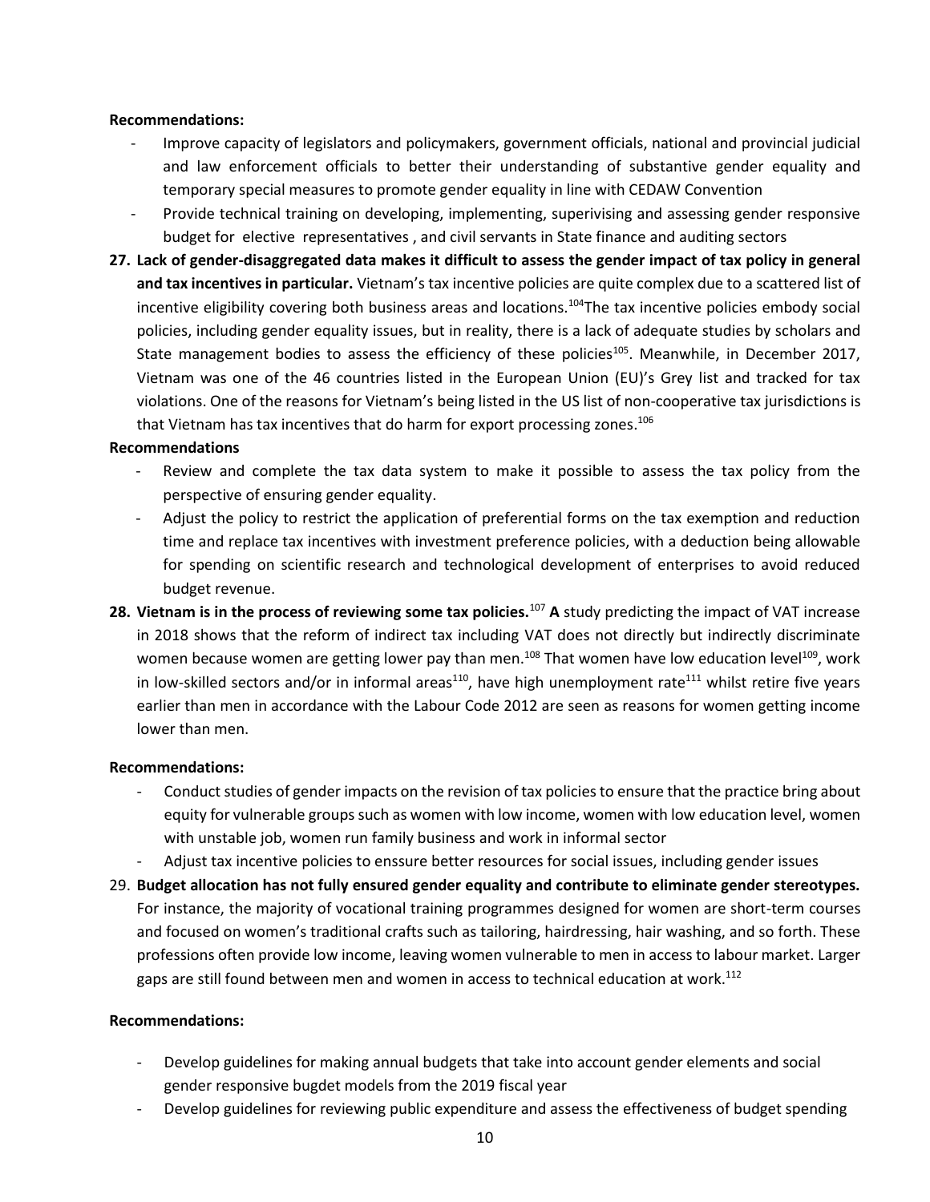**Recommendations:**

- Improve capacity of legislators and policymakers, government officials, national and provincial judicial and law enforcement officials to better their understanding of substantive gender equality and temporary special measures to promote gender equality in line with CEDAW Convention
- Provide technical training on developing, implementing, superivising and assessing gender responsive budget for elective representatives , and civil servants in State finance and auditing sectors

**27. Lack of gender-disaggregated data makes it difficult to assess the gender impact of tax policy in general and tax incentives in particular.** Vietnam's tax incentive policies are quite complex due to a scattered list of incentive eligibility covering both business areas and locations.[104]The tax incentive policies embody social policies, including gender equality issues, but in reality, there is a lack of adequate studies by scholars and State management bodies to assess the efficiency of these policies[105]. Meanwhile, in December 2017, Vietnam was one of the 46 countries listed in the European Union (EU)'s Grey list and tracked for tax violations. One of the reasons for Vietnam's being listed in the US list of non-cooperative tax jurisdictions is that Vietnam has tax incentives that do harm for export processing zones.[106]

**Recommendations**

- Review and complete the tax data system to make it possible to assess the tax policy from the perspective of ensuring gender equality.
- Adjust the policy to restrict the application of preferential forms on the tax exemption and reduction time and replace tax incentives with investment preference policies, with a deduction being allowable for spending on scientific research and technological development of enterprises to avoid reduced budget revenue.

**28. Vietnam is in the process of reviewing some tax policies.**[107] **A** study predicting the impact of VAT increase in 2018 shows that the reform of indirect tax including VAT does not directly but indirectly discriminate women because women are getting lower pay than men.[108] That women have low education level[109], work in low-skilled sectors and/or in informal areas[110], have high unemployment rate[111] whilst retire five years earlier than men in accordance with the Labour Code 2012 are seen as reasons for women getting income lower than men.

**Recommendations:**

- Conduct studies of gender impacts on the revision of tax policies to ensure that the practice bring about equity for vulnerable groups such as women with low income, women with low education level, women with unstable job, women run family business and work in informal sector
- Adjust tax incentive policies to enssure better resources for social issues, including gender issues

29. **Budget allocation has not fully ensured gender equality and contribute to eliminate gender stereotypes.** For instance, the majority of vocational training programmes designed for women are short-term courses and focused on women's traditional crafts such as tailoring, hairdressing, hair washing, and so forth. These professions often provide low income, leaving women vulnerable to men in access to labour market. Larger gaps are still found between men and women in access to technical education at work.[112]

**Recommendations:**

- Develop guidelines for making annual budgets that take into account gender elements and social gender responsive bugdet models from the 2019 fiscal year
- Develop guidelines for reviewing public expenditure and assess the effectiveness of budget spending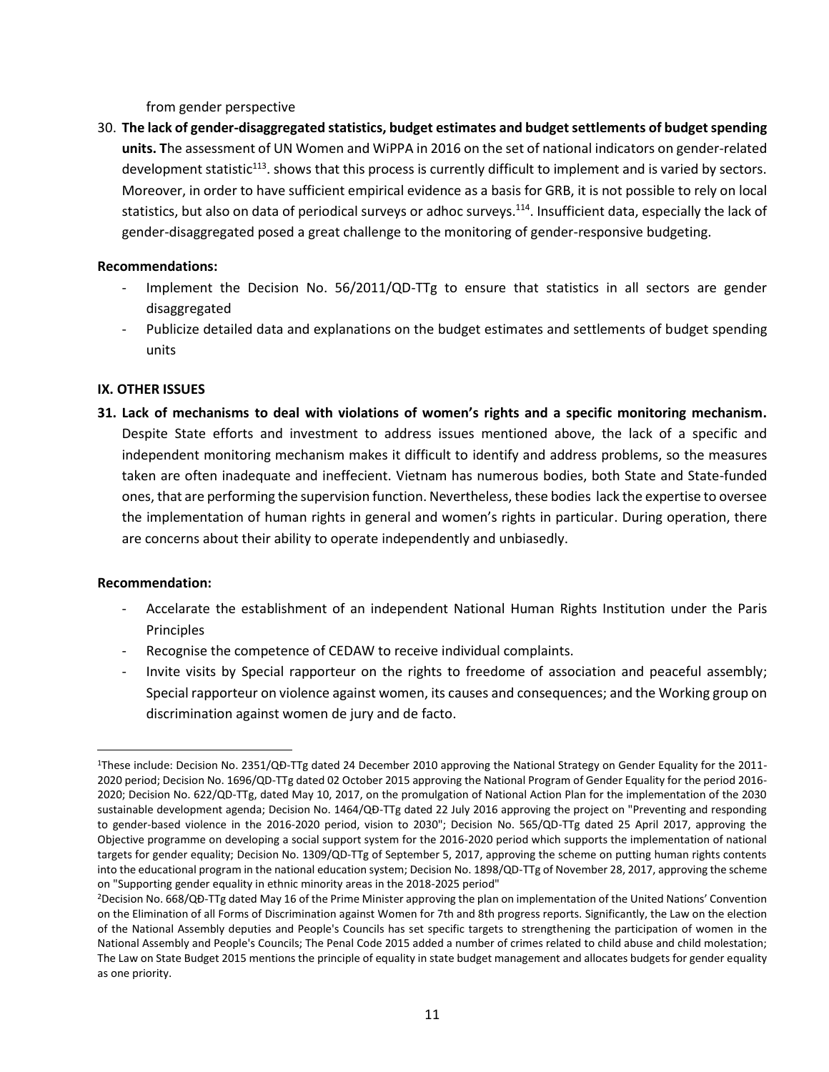from gender perspective

30. **The lack of gender-disaggregated statistics, budget estimates and budget settlements of budget spending units. T**he assessment of UN Women and WiPPA in 2016 on the set of national indicators on gender-related development statistic[113]. shows that this process is currently difficult to implement and is varied by sectors. Moreover, in order to have sufficient empirical evidence as a basis for GRB, it is not possible to rely on local statistics, but also on data of periodical surveys or adhoc surveys.[114]. Insufficient data, especially the lack of gender-disaggregated posed a great challenge to the monitoring of gender-responsive budgeting.

**Recommendations:**

- Implement the Decision No. 56/2011/QD-TTg to ensure that statistics in all sectors are gender disaggregated
- Publicize detailed data and explanations on the budget estimates and settlements of budget spending units

**IX. OTHER ISSUES**

31. **Lack of mechanisms to deal with violations of women's rights and a specific monitoring mechanism.** Despite State efforts and investment to address issues mentioned above, the lack of a specific and independent monitoring mechanism makes it difficult to identify and address problems, so the measures taken are often inadequate and ineffecient. Vietnam has numerous bodies, both State and State-funded ones, that are performing the supervision function. Nevertheless, these bodies lack the expertise to oversee the implementation of human rights in general and women's rights in particular. During operation, there are concerns about their ability to operate independently and unbiasedly.

**Recommendation:**

- Accelarate the establishment of an independent National Human Rights Institution under the Paris Principles
- Recognise the competence of CEDAW to receive individual complaints.
- Invite visits by Special rapporteur on the rights to freedome of association and peaceful assembly; Special rapporteur on violence against women, its causes and consequences; and the Working group on discrimination against women de jury and de facto.

---

[1]These include: Decision No. 2351/QĐ-TTg dated 24 December 2010 approving the National Strategy on Gender Equality for the 2011-2020 period; Decision No. 1696/QD-TTg dated 02 October 2015 approving the National Program of Gender Equality for the period 2016-2020; Decision No. 622/QD-TTg, dated May 10, 2017, on the promulgation of National Action Plan for the implementation of the 2030 sustainable development agenda; Decision No. 1464/QĐ-TTg dated 22 July 2016 approving the project on "Preventing and responding to gender-based violence in the 2016-2020 period, vision to 2030"; Decision No. 565/QĐ-TTg dated 25 April 2017, approving the Objective programme on developing a social support system for the 2016-2020 period which supports the implementation of national targets for gender equality; Decision No. 1309/QD-TTg of September 5, 2017, approving the scheme on putting human rights contents into the educational program in the national education system; Decision No. 1898/QD-TTg of November 28, 2017, approving the scheme on "Supporting gender equality in ethnic minority areas in the 2018-2025 period"

[2]Decision No. 668/QĐ-TTg dated May 16 of the Prime Minister approving the plan on implementation of the United Nations' Convention on the Elimination of all Forms of Discrimination against Women for 7th and 8th progress reports. Significantly, the Law on the election of the National Assembly deputies and People's Councils has set specific targets to strengthening the participation of women in the National Assembly and People's Councils; The Penal Code 2015 added a number of crimes related to child abuse and child molestation; The Law on State Budget 2015 mentions the principle of equality in state budget management and allocates budgets for gender equality as one priority.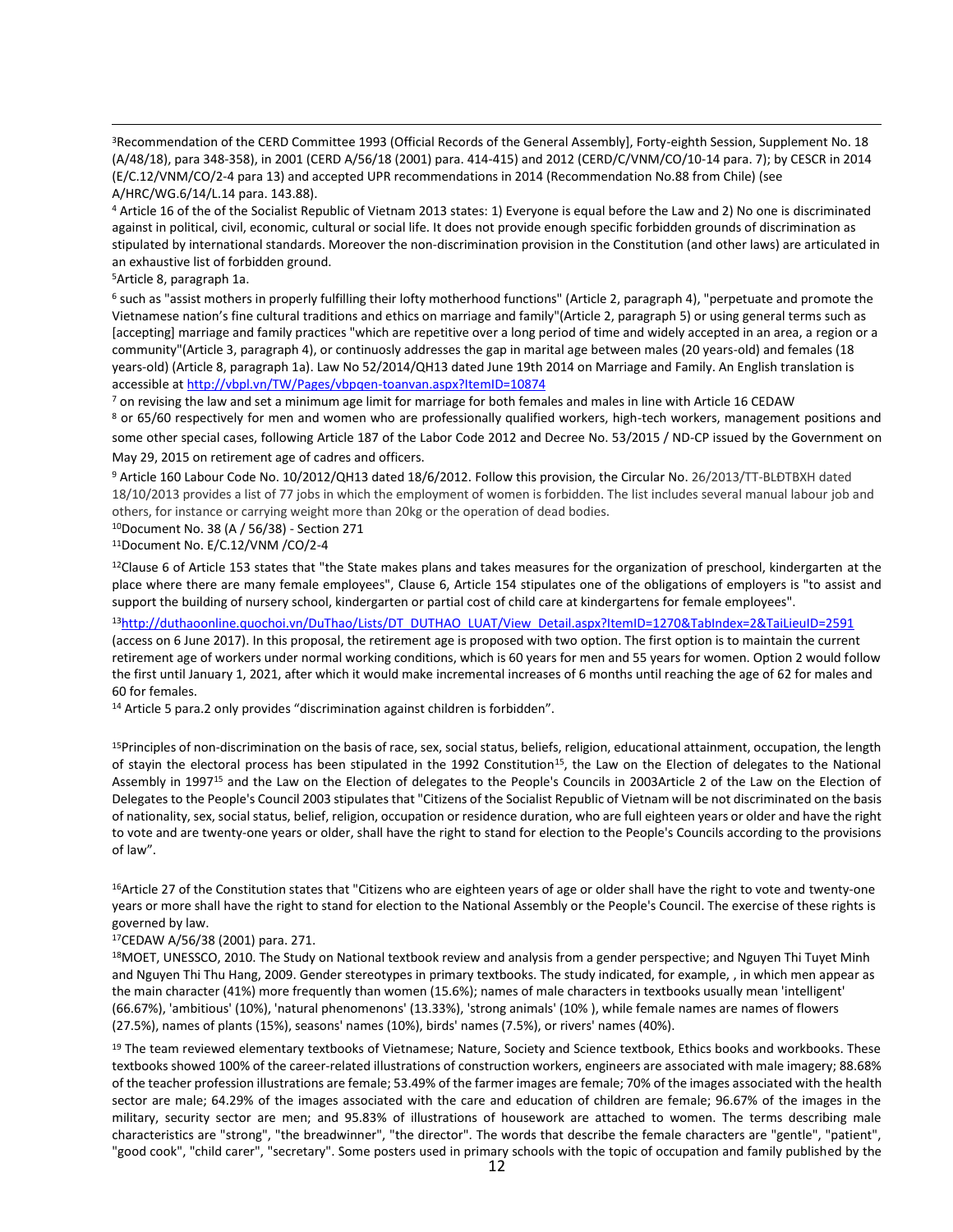[3]Recommendation of the CERD Committee 1993 (Official Records of the General Assembly], Forty-eighth Session, Supplement No. 18 (A/48/18), para 348-358), in 2001 (CERD A/56/18 (2001) para. 414-415) and 2012 (CERD/C/VNM/CO/10-14 para. 7); by CESCR in 2014 (E/C.12/VNM/CO/2-4 para 13) and accepted UPR recommendations in 2014 (Recommendation No.88 from Chile) (see A/HRC/WG.6/14/L.14 para. 143.88).

[4] Article 16 of the of the Socialist Republic of Vietnam 2013 states: 1) Everyone is equal before the Law and 2) No one is discriminated against in political, civil, economic, cultural or social life. It does not provide enough specific forbidden grounds of discrimination as stipulated by international standards. Moreover the non-discrimination provision in the Constitution (and other laws) are articulated in an exhaustive list of forbidden ground.

[5]Article 8, paragraph 1a.

[6] such as "assist mothers in properly fulfilling their lofty motherhood functions" (Article 2, paragraph 4), "perpetuate and promote the Vietnamese nation's fine cultural traditions and ethics on marriage and family"(Article 2, paragraph 5) or using general terms such as [accepting] marriage and family practices "which are repetitive over a long period of time and widely accepted in an area, a region or a community"(Article 3, paragraph 4), or continuosly addresses the gap in marital age between males (20 years-old) and females (18 years-old) (Article 8, paragraph 1a). Law No 52/2014/QH13 dated June 19th 2014 on Marriage and Family. An English translation is accessible at http://vbpl.vn/TW/Pages/vbpqen-toanvan.aspx?ItemID=10874

[7] on revising the law and set a minimum age limit for marriage for both females and males in line with Article 16 CEDAW

[8] or 65/60 respectively for men and women who are professionally qualified workers, high-tech workers, management positions and some other special cases, following Article 187 of the Labor Code 2012 and Decree No. 53/2015 / ND-CP issued by the Government on May 29, 2015 on retirement age of cadres and officers.

[9] Article 160 Labour Code No. 10/2012/QH13 dated 18/6/2012. Follow this provision, the Circular No. 26/2013/TT-BLĐTBXH dated 18/10/2013 provides a list of 77 jobs in which the employment of women is forbidden. The list includes several manual labour job and others, for instance or carrying weight more than 20kg or the operation of dead bodies.

[10]Document No. 38 (A / 56/38) - Section 271

[11]Document No. E/C.12/VNM /CO/2-4

[12]Clause 6 of Article 153 states that "the State makes plans and takes measures for the organization of preschool, kindergarten at the place where there are many female employees", Clause 6, Article 154 stipulates one of the obligations of employers is "to assist and support the building of nursery school, kindergarten or partial cost of child care at kindergartens for female employees".

[13]http://duthaoonline.quochoi.vn/DuThao/Lists/DT_DUTHAO_LUAT/View_Detail.aspx?ItemID=1270&TabIndex=2&TaiLieuID=2591 (access on 6 June 2017). In this proposal, the retirement age is proposed with two option. The first option is to maintain the current retirement age of workers under normal working conditions, which is 60 years for men and 55 years for women. Option 2 would follow the first until January 1, 2021, after which it would make incremental increases of 6 months until reaching the age of 62 for males and 60 for females.

[14] Article 5 para.2 only provides "discrimination against children is forbidden".

[15]Principles of non-discrimination on the basis of race, sex, social status, beliefs, religion, educational attainment, occupation, the length of stayin the electoral process has been stipulated in the 1992 Constitution[15], the Law on the Election of delegates to the National Assembly in 1997[15] and the Law on the Election of delegates to the People's Councils in 2003Article 2 of the Law on the Election of Delegates to the People's Council 2003 stipulates that "Citizens of the Socialist Republic of Vietnam will be not discriminated on the basis of nationality, sex, social status, belief, religion, occupation or residence duration, who are full eighteen years or older and have the right to vote and are twenty-one years or older, shall have the right to stand for election to the People's Councils according to the provisions of law".

[16]Article 27 of the Constitution states that "Citizens who are eighteen years of age or older shall have the right to vote and twenty-one years or more shall have the right to stand for election to the National Assembly or the People's Council. The exercise of these rights is governed by law.

[17]CEDAW A/56/38 (2001) para. 271.

[18]MOET, UNESSCO, 2010. The Study on National textbook review and analysis from a gender perspective; and Nguyen Thi Tuyet Minh and Nguyen Thi Thu Hang, 2009. Gender stereotypes in primary textbooks. The study indicated, for example, , in which men appear as the main character (41%) more frequently than women (15.6%); names of male characters in textbooks usually mean 'intelligent' (66.67%), 'ambitious' (10%), 'natural phenomenons' (13.33%), 'strong animals' (10% ), while female names are names of flowers (27.5%), names of plants (15%), seasons' names (10%), birds' names (7.5%), or rivers' names (40%).

[19] The team reviewed elementary textbooks of Vietnamese; Nature, Society and Science textbook, Ethics books and workbooks. These textbooks showed 100% of the career-related illustrations of construction workers, engineers are associated with male imagery; 88.68% of the teacher profession illustrations are female; 53.49% of the farmer images are female; 70% of the images associated with the health sector are male; 64.29% of the images associated with the care and education of children are female; 96.67% of the images in the military, security sector are men; and 95.83% of illustrations of housework are attached to women. The terms describing male characteristics are "strong", "the breadwinner", "the director". The words that describe the female characters are "gentle", "patient", "good cook", "child carer", "secretary". Some posters used in primary schools with the topic of occupation and family published by the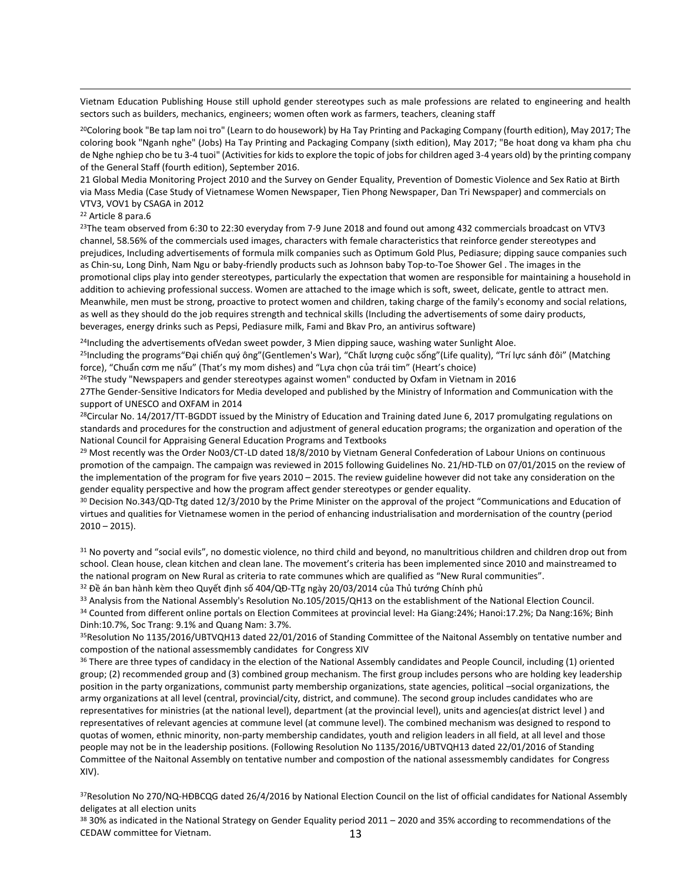Vietnam Education Publishing House still uphold gender stereotypes such as male professions are related to engineering and health sectors such as builders, mechanics, engineers; women often work as farmers, teachers, cleaning staff

[20]Coloring book "Be tap lam noi tro" (Learn to do housework) by Ha Tay Printing and Packaging Company (fourth edition), May 2017; The coloring book "Nganh nghe" (Jobs) Ha Tay Printing and Packaging Company (sixth edition), May 2017; "Be hoat dong va kham pha chu de Nghe nghiep cho be tu 3-4 tuoi" (Activities for kids to explore the topic of jobs for children aged 3-4 years old) by the printing company of the General Staff (fourth edition), September 2016.

21 Global Media Monitoring Project 2010 and the Survey on Gender Equality, Prevention of Domestic Violence and Sex Ratio at Birth via Mass Media (Case Study of Vietnamese Women Newspaper, Tien Phong Newspaper, Dan Tri Newspaper) and commercials on VTV3, VOV1 by CSAGA in 2012

[22] Article 8 para.6

[23]The team observed from 6:30 to 22:30 everyday from 7-9 June 2018 and found out among 432 commercials broadcast on VTV3 channel, 58.56% of the commercials used images, characters with female characteristics that reinforce gender stereotypes and prejudices, Including advertisements of formula milk companies such as Optimum Gold Plus, Pediasure; dipping sauce companies such as Chin-su, Long Dinh, Nam Ngu or baby-friendly products such as Johnson baby Top-to-Toe Shower Gel . The images in the promotional clips play into gender stereotypes, particularly the expectation that women are responsible for maintaining a household in addition to achieving professional success. Women are attached to the image which is soft, sweet, delicate, gentle to attract men. Meanwhile, men must be strong, proactive to protect women and children, taking charge of the family's economy and social relations, as well as they should do the job requires strength and technical skills (Including the advertisements of some dairy products, beverages, energy drinks such as Pepsi, Pediasure milk, Fami and Bkav Pro, an antivirus software)

[24]Including the advertisements ofVedan sweet powder, 3 Mien dipping sauce, washing water Sunlight Aloe.

[25]Including the programs"Đại chiến quý ông"(Gentlemen's War), "Chất lượng cuộc sống"(Life quality), "Trí lực sánh đôi" (Matching force), "Chuẩn cơm mẹ nấu" (That's my mom dishes) and "Lựa chọn của trái tim" (Heart's choice)

[26]The study "Newspapers and gender stereotypes against women" conducted by Oxfam in Vietnam in 2016

27The Gender-Sensitive Indicators for Media developed and published by the Ministry of Information and Communication with the support of UNESCO and OXFAM in 2014

[28]Circular No. 14/2017/TT-BGDDT issued by the Ministry of Education and Training dated June 6, 2017 promulgating regulations on standards and procedures for the construction and adjustment of general education programs; the organization and operation of the National Council for Appraising General Education Programs and Textbooks

[29] Most recently was the Order No03/CT-LD dated 18/8/2010 by Vietnam General Confederation of Labour Unions on continuous promotion of the campaign. The campaign was reviewed in 2015 following Guidelines No. 21/HD-TLĐ on 07/01/2015 on the review of the implementation of the program for five years 2010 – 2015. The review guideline however did not take any consideration on the gender equality perspective and how the program affect gender stereotypes or gender equality.

[30] Decision No.343/QD-Ttg dated 12/3/2010 by the Prime Minister on the approval of the project "Communications and Education of virtues and qualities for Vietnamese women in the period of enhancing industrialisation and mordernisation of the country (period 2010 – 2015).

[31] No poverty and "social evils", no domestic violence, no third child and beyond, no manultritious children and children drop out from school. Clean house, clean kitchen and clean lane. The movement's criteria has been implemented since 2010 and mainstreamed to the national program on New Rural as criteria to rate communes which are qualified as "New Rural communities".

[32] Đề án ban hành kèm theo Quyết định số 404/QĐ-TTg ngày 20/03/2014 của Thủ tướng Chính phủ

[33] Analysis from the National Assembly's Resolution No.105/2015/QH13 on the establishment of the National Election Council.

[34] Counted from different online portals on Election Commitees at provincial level: Ha Giang:24%; Hanoi:17.2%; Da Nang:16%; Binh Dinh:10.7%, Soc Trang: 9.1% and Quang Nam: 3.7%.

[35]Resolution No 1135/2016/UBTVQH13 dated 22/01/2016 of Standing Committee of the Naitonal Assembly on tentative number and compostion of the national assessmembly candidates for Congress XIV

[36] There are three types of candidacy in the election of the National Assembly candidates and People Council, including (1) oriented group; (2) recommended group and (3) combined group mechanism. The first group includes persons who are holding key leadership position in the party organizations, communist party membership organizations, state agencies, political –social organizations, the army organizations at all level (central, provincial/city, district, and commune). The second group includes candidates who are representatives for ministries (at the national level), department (at the provincial level), units and agencies(at district level ) and representatives of relevant agencies at commune level (at commune level). The combined mechanism was designed to respond to quotas of women, ethnic minority, non-party membership candidates, youth and religion leaders in all field, at all level and those people may not be in the leadership positions. (Following Resolution No 1135/2016/UBTVQH13 dated 22/01/2016 of Standing Committee of the Naitonal Assembly on tentative number and compostion of the national assessmembly candidates for Congress XIV).

[37]Resolution No 270/NQ-HĐBCQG dated 26/4/2016 by National Election Council on the list of official candidates for National Assembly deligates at all election units

[38] 30% as indicated in the National Strategy on Gender Equality period 2011 – 2020 and 35% according to recommendations of the CEDAW committee for Vietnam.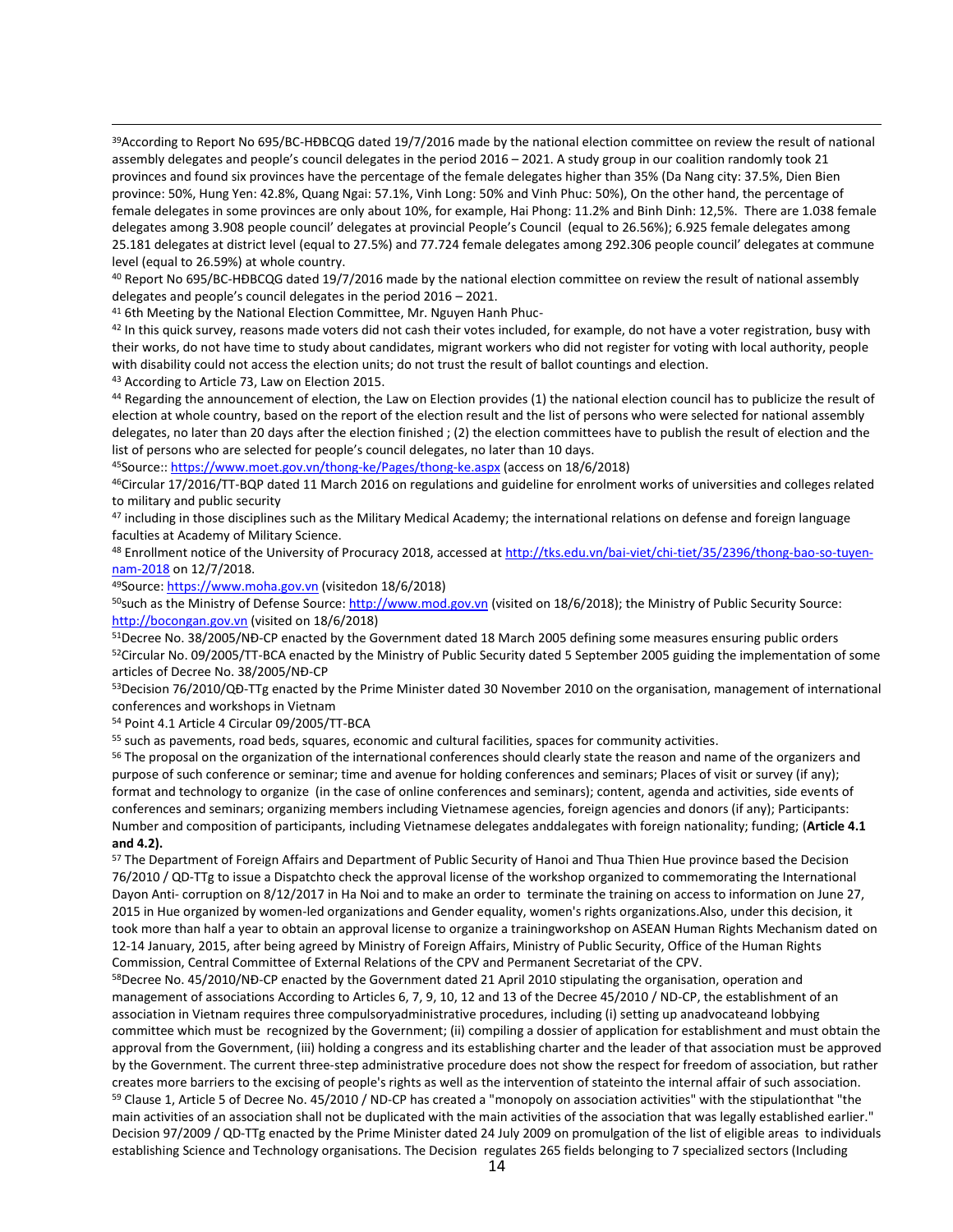[39]According to Report No 695/BC-HĐBCQG dated 19/7/2016 made by the national election committee on review the result of national assembly delegates and people's council delegates in the period 2016 – 2021. A study group in our coalition randomly took 21 provinces and found six provinces have the percentage of the female delegates higher than 35% (Da Nang city: 37.5%, Dien Bien province: 50%, Hung Yen: 42.8%, Quang Ngai: 57.1%, Vinh Long: 50% and Vinh Phuc: 50%), On the other hand, the percentage of female delegates in some provinces are only about 10%, for example, Hai Phong: 11.2% and Binh Dinh: 12,5%. There are 1.038 female delegates among 3.908 people council' delegates at provincial People's Council (equal to 26.56%); 6.925 female delegates among 25.181 delegates at district level (equal to 27.5%) and 77.724 female delegates among 292.306 people council' delegates at commune level (equal to 26.59%) at whole country.

[40] Report No 695/BC-HĐBCQG dated 19/7/2016 made by the national election committee on review the result of national assembly delegates and people's council delegates in the period 2016 – 2021.

[41] 6th Meeting by the National Election Committee, Mr. Nguyen Hanh Phuc-

[42] In this quick survey, reasons made voters did not cash their votes included, for example, do not have a voter registration, busy with their works, do not have time to study about candidates, migrant workers who did not register for voting with local authority, people with disability could not access the election units; do not trust the result of ballot countings and election.

[43] According to Article 73, Law on Election 2015.

[44] Regarding the announcement of election, the Law on Election provides (1) the national election council has to publicize the result of election at whole country, based on the report of the election result and the list of persons who were selected for national assembly delegates, no later than 20 days after the election finished ; (2) the election committees have to publish the result of election and the list of persons who are selected for people's council delegates, no later than 10 days.

[45]Source:: https://www.moet.gov.vn/thong-ke/Pages/thong-ke.aspx (access on 18/6/2018)

[46]Circular 17/2016/TT-BQP dated 11 March 2016 on regulations and guideline for enrolment works of universities and colleges related to military and public security

[47] including in those disciplines such as the Military Medical Academy; the international relations on defense and foreign language faculties at Academy of Military Science.

[48] Enrollment notice of the University of Procuracy 2018, accessed at http://tks.edu.vn/bai-viet/chi-tiet/35/2396/thong-bao-so-tuyen-nam-2018 on 12/7/2018.

[49]Source: https://www.moha.gov.vn (visitedon 18/6/2018)

[50]such as the Ministry of Defense Source: http://www.mod.gov.vn (visited on 18/6/2018); the Ministry of Public Security Source: http://bocongan.gov.vn (visited on 18/6/2018)

[51]Decree No. 38/2005/NĐ-CP enacted by the Government dated 18 March 2005 defining some measures ensuring public orders

[52]Circular No. 09/2005/TT-BCA enacted by the Ministry of Public Security dated 5 September 2005 guiding the implementation of some articles of Decree No. 38/2005/NĐ-CP

[53]Decision 76/2010/QĐ-TTg enacted by the Prime Minister dated 30 November 2010 on the organisation, management of international conferences and workshops in Vietnam

[54] Point 4.1 Article 4 Circular 09/2005/TT-BCA

[55] such as pavements, road beds, squares, economic and cultural facilities, spaces for community activities.

[56] The proposal on the organization of the international conferences should clearly state the reason and name of the organizers and purpose of such conference or seminar; time and avenue for holding conferences and seminars; Places of visit or survey (if any); format and technology to organize (in the case of online conferences and seminars); content, agenda and activities, side events of conferences and seminars; organizing members including Vietnamese agencies, foreign agencies and donors (if any); Participants: Number and composition of participants, including Vietnamese delegates anddalegates with foreign nationality; funding; (**Article 4.1 and 4.2).**

[57] The Department of Foreign Affairs and Department of Public Security of Hanoi and Thua Thien Hue province based the Decision 76/2010 / QD-TTg to issue a Dispatchto check the approval license of the workshop organized to commemorating the International Dayon Anti- corruption on 8/12/2017 in Ha Noi and to make an order to terminate the training on access to information on June 27, 2015 in Hue organized by women-led organizations and Gender equality, women's rights organizations.Also, under this decision, it took more than half a year to obtain an approval license to organize a trainingworkshop on ASEAN Human Rights Mechanism dated on 12-14 January, 2015, after being agreed by Ministry of Foreign Affairs, Ministry of Public Security, Office of the Human Rights Commission, Central Committee of External Relations of the CPV and Permanent Secretariat of the CPV.

[58]Decree No. 45/2010/NĐ-CP enacted by the Government dated 21 April 2010 stipulating the organisation, operation and management of associations According to Articles 6, 7, 9, 10, 12 and 13 of the Decree 45/2010 / ND-CP, the establishment of an association in Vietnam requires three compulsoryadministrative procedures, including (i) setting up anadvocateand lobbying committee which must be recognized by the Government; (ii) compiling a dossier of application for establishment and must obtain the approval from the Government, (iii) holding a congress and its establishing charter and the leader of that association must be approved by the Government. The current three-step administrative procedure does not show the respect for freedom of association, but rather creates more barriers to the excising of people's rights as well as the intervention of stateinto the internal affair of such association.

[59] Clause 1, Article 5 of Decree No. 45/2010 / ND-CP has created a "monopoly on association activities" with the stipulationthat "the main activities of an association shall not be duplicated with the main activities of the association that was legally established earlier." Decision 97/2009 / QD-TTg enacted by the Prime Minister dated 24 July 2009 on promulgation of the list of eligible areas to individuals establishing Science and Technology organisations. The Decision regulates 265 fields belonging to 7 specialized sectors (Including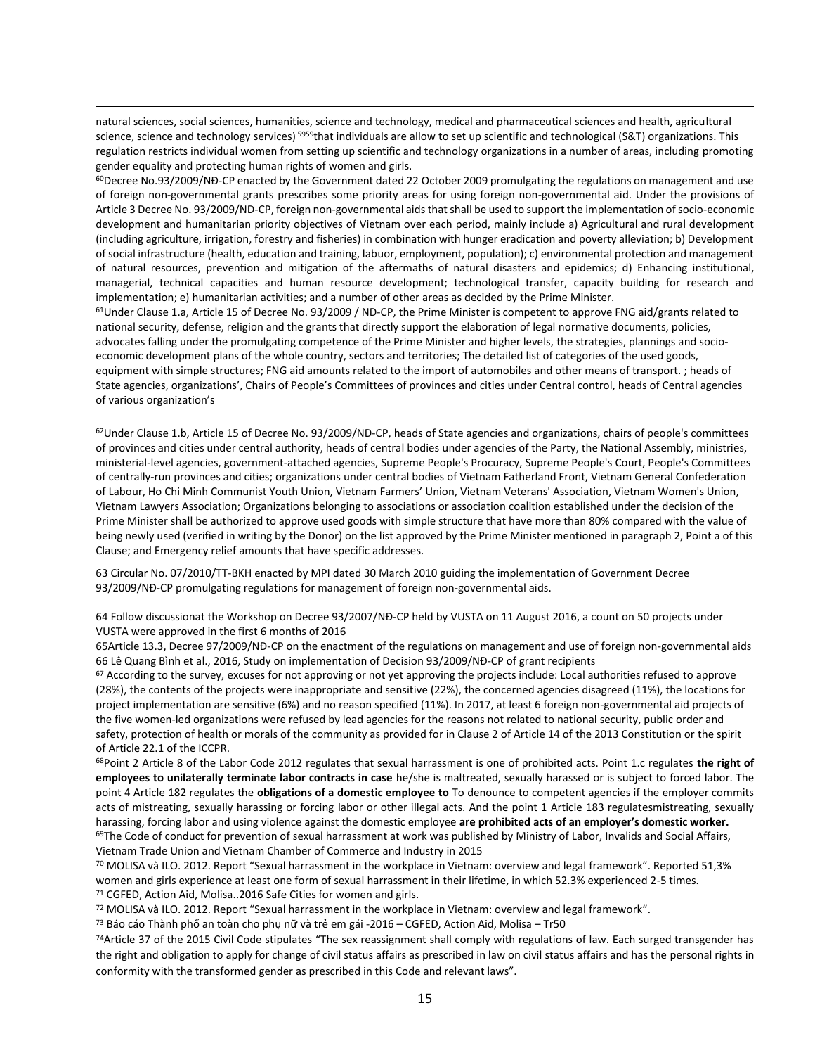natural sciences, social sciences, humanities, science and technology, medical and pharmaceutical sciences and health, agricultural science, science and technology services) [5959]that individuals are allow to set up scientific and technological (S&T) organizations. This regulation restricts individual women from setting up scientific and technology organizations in a number of areas, including promoting gender equality and protecting human rights of women and girls.

[60]Decree No.93/2009/NĐ-CP enacted by the Government dated 22 October 2009 promulgating the regulations on management and use of foreign non-governmental grants prescribes some priority areas for using foreign non-governmental aid. Under the provisions of Article 3 Decree No. 93/2009/ND-CP, foreign non-governmental aids that shall be used to support the implementation of socio-economic development and humanitarian priority objectives of Vietnam over each period, mainly include a) Agricultural and rural development (including agriculture, irrigation, forestry and fisheries) in combination with hunger eradication and poverty alleviation; b) Development of social infrastructure (health, education and training, labuor, employment, population); c) environmental protection and management of natural resources, prevention and mitigation of the aftermaths of natural disasters and epidemics; d) Enhancing institutional, managerial, technical capacities and human resource development; technological transfer, capacity building for research and implementation; e) humanitarian activities; and a number of other areas as decided by the Prime Minister.

[61]Under Clause 1.a, Article 15 of Decree No. 93/2009 / ND-CP, the Prime Minister is competent to approve FNG aid/grants related to national security, defense, religion and the grants that directly support the elaboration of legal normative documents, policies, advocates falling under the promulgating competence of the Prime Minister and higher levels, the strategies, plannings and socio-economic development plans of the whole country, sectors and territories; The detailed list of categories of the used goods, equipment with simple structures; FNG aid amounts related to the import of automobiles and other means of transport. ; heads of State agencies, organizations', Chairs of People's Committees of provinces and cities under Central control, heads of Central agencies of various organization's

[62]Under Clause 1.b, Article 15 of Decree No. 93/2009/ND-CP, heads of State agencies and organizations, chairs of people's committees of provinces and cities under central authority, heads of central bodies under agencies of the Party, the National Assembly, ministries, ministerial-level agencies, government-attached agencies, Supreme People's Procuracy, Supreme People's Court, People's Committees of centrally-run provinces and cities; organizations under central bodies of Vietnam Fatherland Front, Vietnam General Confederation of Labour, Ho Chi Minh Communist Youth Union, Vietnam Farmers' Union, Vietnam Veterans' Association, Vietnam Women's Union, Vietnam Lawyers Association; Organizations belonging to associations or association coalition established under the decision of the Prime Minister shall be authorized to approve used goods with simple structure that have more than 80% compared with the value of being newly used (verified in writing by the Donor) on the list approved by the Prime Minister mentioned in paragraph 2, Point a of this Clause; and Emergency relief amounts that have specific addresses.

63 Circular No. 07/2010/TT-BKH enacted by MPI dated 30 March 2010 guiding the implementation of Government Decree 93/2009/NĐ-CP promulgating regulations for management of foreign non-governmental aids.

64 Follow discussionat the Workshop on Decree 93/2007/NĐ-CP held by VUSTA on 11 August 2016, a count on 50 projects under VUSTA were approved in the first 6 months of 2016

65Article 13.3, Decree 97/2009/NĐ-CP on the enactment of the regulations on management and use of foreign non-governmental aids

66 Lê Quang Bình et al., 2016, Study on implementation of Decision 93/2009/NĐ-CP of grant recipients

[67] According to the survey, excuses for not approving or not yet approving the projects include: Local authorities refused to approve (28%), the contents of the projects were inappropriate and sensitive (22%), the concerned agencies disagreed (11%), the locations for project implementation are sensitive (6%) and no reason specified (11%). In 2017, at least 6 foreign non-governmental aid projects of the five women-led organizations were refused by lead agencies for the reasons not related to national security, public order and safety, protection of health or morals of the community as provided for in Clause 2 of Article 14 of the 2013 Constitution or the spirit of Article 22.1 of the ICCPR.

[68]Point 2 Article 8 of the Labor Code 2012 regulates that sexual harrassment is one of prohibited acts. Point 1.c regulates **the right of employees to unilaterally terminate labor contracts in case** he/she is maltreated, sexually harassed or is subject to forced labor. The point 4 Article 182 regulates the **obligations of a domestic employee to** To denounce to competent agencies if the employer commits acts of mistreating, sexually harassing or forcing labor or other illegal acts. And the point 1 Article 183 regulatesmistreating, sexually harassing, forcing labor and using violence against the domestic employee **are prohibited acts of an employer's domestic worker.**

[69]The Code of conduct for prevention of sexual harrassment at work was published by Ministry of Labor, Invalids and Social Affairs, Vietnam Trade Union and Vietnam Chamber of Commerce and Industry in 2015

[70] MOLISA và ILO. 2012. Report "Sexual harrassment in the workplace in Vietnam: overview and legal framework". Reported 51,3% women and girls experience at least one form of sexual harrassment in their lifetime, in which 52.3% experienced 2-5 times.

[71] CGFED, Action Aid, Molisa..2016 Safe Cities for women and girls.

[72] MOLISA và ILO. 2012. Report "Sexual harrassment in the workplace in Vietnam: overview and legal framework".

[73] Báo cáo Thành phố an toàn cho phụ nữ và trẻ em gái -2016 – CGFED, Action Aid, Molisa – Tr50

[74]Article 37 of the 2015 Civil Code stipulates "The sex reassignment shall comply with regulations of law. Each surged transgender has the right and obligation to apply for change of civil status affairs as prescribed in law on civil status affairs and has the personal rights in conformity with the transformed gender as prescribed in this Code and relevant laws".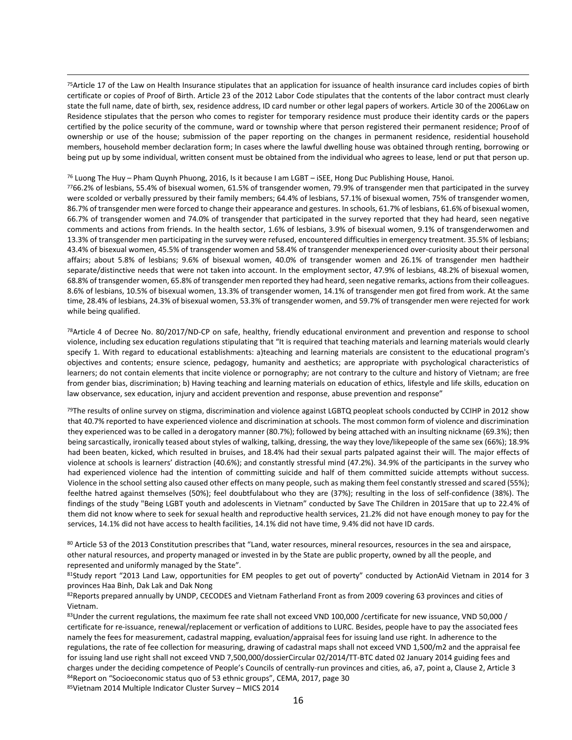[75]Article 17 of the Law on Health Insurance stipulates that an application for issuance of health insurance card includes copies of birth certificate or copies of Proof of Birth. Article 23 of the 2012 Labor Code stipulates that the contents of the labor contract must clearly state the full name, date of birth, sex, residence address, ID card number or other legal papers of workers. Article 30 of the 2006Law on Residence stipulates that the person who comes to register for temporary residence must produce their identity cards or the papers certified by the police security of the commune, ward or township where that person registered their permanent residence; Proof of ownership or use of the house; submission of the paper reporting on the changes in permanent residence, residential household members, household member declaration form; In cases where the lawful dwelling house was obtained through renting, borrowing or being put up by some individual, written consent must be obtained from the individual who agrees to lease, lend or put that person up.

[76] Luong The Huy – Pham Quynh Phuong, 2016, Is it because I am LGBT – iSEE, Hong Duc Publishing House, Hanoi.

[77]66.2% of lesbians, 55.4% of bisexual women, 61.5% of transgender women, 79.9% of transgender men that participated in the survey were scolded or verbally pressured by their family members; 64.4% of lesbians, 57.1% of bisexual women, 75% of transgender women, 86.7% of transgender men were forced to change their appearance and gestures. In schools, 61.7% of lesbians, 61.6% of bisexual women, 66.7% of transgender women and 74.0% of transgender that participated in the survey reported that they had heard, seen negative comments and actions from friends. In the health sector, 1.6% of lesbians, 3.9% of bisexual women, 9.1% of transgenderwomen and 13.3% of transgender men participating in the survey were refused, encountered difficulties in emergency treatment. 35.5% of lesbians; 43.4% of bisexual women, 45.5% of transgender women and 58.4% of transgender menexperienced over-curiosity about their personal affairs; about 5.8% of lesbians; 9.6% of bisexual women, 40.0% of transgender women and 26.1% of transgender men hadtheir separate/distinctive needs that were not taken into account. In the employment sector, 47.9% of lesbians, 48.2% of bisexual women, 68.8% of transgender women, 65.8% of transgender men reported they had heard, seen negative remarks, actions from their colleagues. 8.6% of lesbians, 10.5% of bisexual women, 13.3% of transgender women, 14.1% of transgender men got fired from work. At the same time, 28.4% of lesbians, 24.3% of bisexual women, 53.3% of transgender women, and 59.7% of transgender men were rejected for work while being qualified.

[78]Article 4 of Decree No. 80/2017/ND-CP on safe, healthy, friendly educational environment and prevention and response to school violence, including sex education regulations stipulating that "It is required that teaching materials and learning materials would clearly specify 1. With regard to educational establishments: a)teaching and learning materials are consistent to the educational program's objectives and contents; ensure science, pedagogy, humanity and aesthetics; are appropriate with psychological characteristics of learners; do not contain elements that incite violence or pornography; are not contrary to the culture and history of Vietnam; are free from gender bias, discrimination; b) Having teaching and learning materials on education of ethics, lifestyle and life skills, education on law observance, sex education, injury and accident prevention and response, abuse prevention and response"

[79]The results of online survey on stigma, discrimination and violence against LGBTQ peopleat schools conducted by CCIHP in 2012 show that 40.7% reported to have experienced violence and discrimination at schools. The most common form of violence and discrimination they experienced was to be called in a derogatory manner (80.7%); followed by being attached with an insulting nickname (69.3%); then being sarcastically, ironically teased about styles of walking, talking, dressing, the way they love/likepeople of the same sex (66%); 18.9% had been beaten, kicked, which resulted in bruises, and 18.4% had their sexual parts palpated against their will. The major effects of violence at schools is learners' distraction (40.6%); and constantly stressful mind (47.2%). 34.9% of the participants in the survey who had experienced violence had the intention of committing suicide and half of them committed suicide attempts without success. Violence in the school setting also caused other effects on many people, such as making them feel constantly stressed and scared (55%); feelthe hatred against themselves (50%); feel doubtfulabout who they are (37%); resulting in the loss of self-confidence (38%). The findings of the study "Being LGBT youth and adolescents in Vietnam" conducted by Save The Children in 2015are that up to 22.4% of them did not know where to seek for sexual health and reproductive health services, 21.2% did not have enough money to pay for the services, 14.1% did not have access to health facilities, 14.1% did not have time, 9.4% did not have ID cards.

[80] Article 53 of the 2013 Constitution prescribes that "Land, water resources, mineral resources, resources in the sea and airspace, other natural resources, and property managed or invested in by the State are public property, owned by all the people, and represented and uniformly managed by the State".

[81]Study report "2013 Land Law, opportunities for EM peoples to get out of poverty" conducted by ActionAid Vietnam in 2014 for 3 provinces Haa Binh, Dak Lak and Dak Nong

[82]Reports prepared annually by UNDP, CECODES and Vietnam Fatherland Front as from 2009 covering 63 provinces and cities of Vietnam.

[83]Under the current regulations, the maximum fee rate shall not exceed VND 100,000 /certificate for new issuance, VND 50,000 / certificate for re-issuance, renewal/replacement or verfication of additions to LURC. Besides, people have to pay the associated fees namely the fees for measurement, cadastral mapping, evaluation/appraisal fees for issuing land use right. In adherence to the regulations, the rate of fee collection for measuring, drawing of cadastral maps shall not exceed VND 1,500/m2 and the appraisal fee for issuing land use right shall not exceed VND 7,500,000/dossierCircular 02/2014/TT-BTC dated 02 January 2014 guiding fees and charges under the deciding competence of People's Councils of centrally-run provinces and cities, a6, a7, point a, Clause 2, Article 3

[84]Report on "Socioeconomic status quo of 53 ethnic groups", CEMA, 2017, page 30

[85]Vietnam 2014 Multiple Indicator Cluster Survey – MICS 2014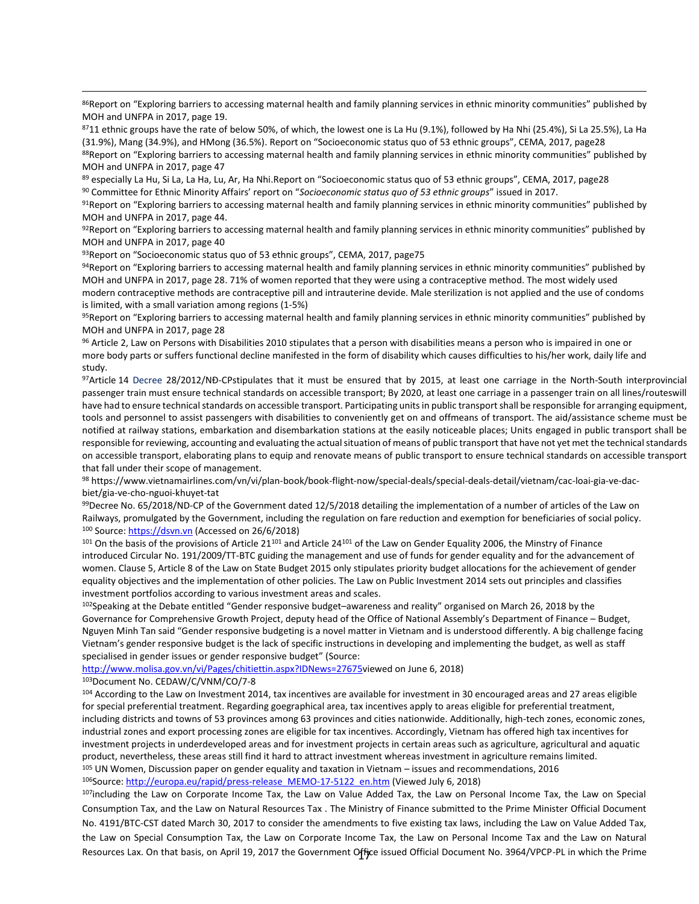[86]Report on "Exploring barriers to accessing maternal health and family planning services in ethnic minority communities" published by MOH and UNFPA in 2017, page 19.

[87]11 ethnic groups have the rate of below 50%, of which, the lowest one is La Hu (9.1%), followed by Ha Nhi (25.4%), Si La 25.5%), La Ha (31.9%), Mang (34.9%), and HMong (36.5%). Report on "Socioeconomic status quo of 53 ethnic groups", CEMA, 2017, page28

[88]Report on "Exploring barriers to accessing maternal health and family planning services in ethnic minority communities" published by MOH and UNFPA in 2017, page 47

[89] especially La Hu, Si La, La Ha, Lu, Ar, Ha Nhi.Report on "Socioeconomic status quo of 53 ethnic groups", CEMA, 2017, page28

[90] Committee for Ethnic Minority Affairs' report on "*Socioeconomic status quo of 53 ethnic groups*" issued in 2017.

[91]Report on "Exploring barriers to accessing maternal health and family planning services in ethnic minority communities" published by MOH and UNFPA in 2017, page 44.

[92]Report on "Exploring barriers to accessing maternal health and family planning services in ethnic minority communities" published by MOH and UNFPA in 2017, page 40

[93]Report on "Socioeconomic status quo of 53 ethnic groups", CEMA, 2017, page75

[94]Report on "Exploring barriers to accessing maternal health and family planning services in ethnic minority communities" published by MOH and UNFPA in 2017, page 28. 71% of women reported that they were using a contraceptive method. The most widely used modern contraceptive methods are contraceptive pill and intrauterine devide. Male sterilization is not applied and the use of condoms is limited, with a small variation among regions (1-5%)

[95]Report on "Exploring barriers to accessing maternal health and family planning services in ethnic minority communities" published by MOH and UNFPA in 2017, page 28

[96] Article 2, Law on Persons with Disabilities 2010 stipulates that a person with disabilities means a person who is impaired in one or more body parts or suffers functional decline manifested in the form of disability which causes difficulties to his/her work, daily life and study.

[97]Article 14 Decree 28/2012/NĐ-CPstipulates that it must be ensured that by 2015, at least one carriage in the North-South interprovincial passenger train must ensure technical standards on accessible transport; By 2020, at least one carriage in a passenger train on all lines/routeswill have had to ensure technical standards on accessible transport. Participating units in public transport shall be responsible for arranging equipment, tools and personnel to assist passengers with disabilities to conveniently get on and offmeans of transport. The aid/assistance scheme must be notified at railway stations, embarkation and disembarkation stations at the easily noticeable places; Units engaged in public transport shall be responsible for reviewing, accounting and evaluating the actual situation of means of public transport that have not yet met the technical standards on accessible transport, elaborating plans to equip and renovate means of public transport to ensure technical standards on accessible transport that fall under their scope of management.

[98] https://www.vietnamairlines.com/vn/vi/plan-book/book-flight-now/special-deals/special-deals-detail/vietnam/cac-loai-gia-ve-dac-biet/gia-ve-cho-nguoi-khuyet-tat

[99]Decree No. 65/2018/ND-CP of the Government dated 12/5/2018 detailing the implementation of a number of articles of the Law on Railways, promulgated by the Government, including the regulation on fare reduction and exemption for beneficiaries of social policy.

[100] Source: https://dsvn.vn (Accessed on 26/6/2018)

[101] On the basis of the provisions of Article 21[101] and Article 24[101] of the Law on Gender Equality 2006, the Minstry of Finance introduced Circular No. 191/2009/TT-BTC guiding the management and use of funds for gender equality and for the advancement of women. Clause 5, Article 8 of the Law on State Budget 2015 only stipulates priority budget allocations for the achievement of gender equality objectives and the implementation of other policies. The Law on Public Investment 2014 sets out principles and classifies investment portfolios according to various investment areas and scales.

[102]Speaking at the Debate entitled "Gender responsive budget–awareness and reality" organised on March 26, 2018 by the Governance for Comprehensive Growth Project, deputy head of the Office of National Assembly's Department of Finance – Budget, Nguyen Minh Tan said "Gender responsive budgeting is a novel matter in Vietnam and is understood differently. A big challenge facing Vietnam's gender responsive budget is the lack of specific instructions in developing and implementing the budget, as well as staff specialised in gender issues or gender responsive budget" (Source: http://www.molisa.gov.vn/vi/Pages/chitiettin.aspx?IDNews=27675viewed on June 6, 2018)

[103]Document No. CEDAW/C/VNM/CO/7-8

[104] According to the Law on Investment 2014, tax incentives are available for investment in 30 encouraged areas and 27 areas eligible for special preferential treatment. Regarding goegraphical area, tax incentives apply to areas eligible for preferential treatment, including districts and towns of 53 provinces among 63 provinces and cities nationwide. Additionally, high-tech zones, economic zones, industrial zones and export processing zones are eligible for tax incentives. Accordingly, Vietnam has offered high tax incentives for investment projects in underdeveloped areas and for investment projects in certain areas such as agriculture, agricultural and aquatic product, nevertheless, these areas still find it hard to attract investment whereas investment in agriculture remains limited.

[105] UN Women, Discussion paper on gender equality and taxation in Vietnam – issues and recommendations, 2016

[106]Source: http://europa.eu/rapid/press-release_MEMO-17-5122_en.htm (Viewed July 6, 2018)

[107]including the Law on Corporate Income Tax, the Law on Value Added Tax, the Law on Personal Income Tax, the Law on Special Consumption Tax, and the Law on Natural Resources Tax . The Ministry of Finance submitted to the Prime Minister Official Document No. 4191/BTC-CST dated March 30, 2017 to consider the amendments to five existing tax laws, including the Law on Value Added Tax, the Law on Special Consumption Tax, the Law on Corporate Income Tax, the Law on Personal Income Tax and the Law on Natural Resources Lax. On that basis, on April 19, 2017 the Government Office issued Official Document No. 3964/VPCP-PL in which the Prime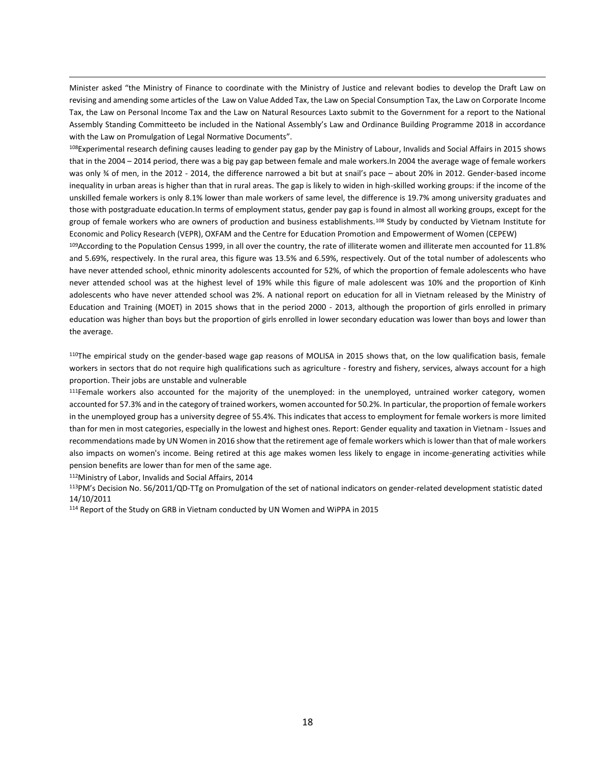Minister asked "the Ministry of Finance to coordinate with the Ministry of Justice and relevant bodies to develop the Draft Law on revising and amending some articles of the Law on Value Added Tax, the Law on Special Consumption Tax, the Law on Corporate Income Tax, the Law on Personal Income Tax and the Law on Natural Resources Laxto submit to the Government for a report to the National Assembly Standing Committeeto be included in the National Assembly's Law and Ordinance Building Programme 2018 in accordance with the Law on Promulgation of Legal Normative Documents".

[108]Experimental research defining causes leading to gender pay gap by the Ministry of Labour, Invalids and Social Affairs in 2015 shows that in the 2004 – 2014 period, there was a big pay gap between female and male workers.In 2004 the average wage of female workers was only ¾ of men, in the 2012 - 2014, the difference narrowed a bit but at snail's pace – about 20% in 2012. Gender-based income inequality in urban areas is higher than that in rural areas. The gap is likely to widen in high-skilled working groups: if the income of the unskilled female workers is only 8.1% lower than male workers of same level, the difference is 19.7% among university graduates and those with postgraduate education.In terms of employment status, gender pay gap is found in almost all working groups, except for the group of female workers who are owners of production and business establishments.[108] Study by conducted by Vietnam Institute for Economic and Policy Research (VEPR), OXFAM and the Centre for Education Promotion and Empowerment of Women (CEPEW)

[109]According to the Population Census 1999, in all over the country, the rate of illiterate women and illiterate men accounted for 11.8% and 5.69%, respectively. In the rural area, this figure was 13.5% and 6.59%, respectively. Out of the total number of adolescents who have never attended school, ethnic minority adolescents accounted for 52%, of which the proportion of female adolescents who have never attended school was at the highest level of 19% while this figure of male adolescent was 10% and the proportion of Kinh adolescents who have never attended school was 2%. A national report on education for all in Vietnam released by the Ministry of Education and Training (MOET) in 2015 shows that in the period 2000 - 2013, although the proportion of girls enrolled in primary education was higher than boys but the proportion of girls enrolled in lower secondary education was lower than boys and lower than the average.

[110]The empirical study on the gender-based wage gap reasons of MOLISA in 2015 shows that, on the low qualification basis, female workers in sectors that do not require high qualifications such as agriculture - forestry and fishery, services, always account for a high proportion. Their jobs are unstable and vulnerable

[111]Female workers also accounted for the majority of the unemployed: in the unemployed, untrained worker category, women accounted for 57.3% and in the category of trained workers, women accounted for 50.2%. In particular, the proportion of female workers in the unemployed group has a university degree of 55.4%. This indicates that access to employment for female workers is more limited than for men in most categories, especially in the lowest and highest ones. Report: Gender equality and taxation in Vietnam - Issues and recommendations made by UN Women in 2016 show that the retirement age of female workers which is lower than that of male workers also impacts on women's income. Being retired at this age makes women less likely to engage in income-generating activities while pension benefits are lower than for men of the same age.

[112]Ministry of Labor, Invalids and Social Affairs, 2014

[113]PM's Decision No. 56/2011/QD-TTg on Promulgation of the set of national indicators on gender-related development statistic dated 14/10/2011

[114] Report of the Study on GRB in Vietnam conducted by UN Women and WiPPA in 2015